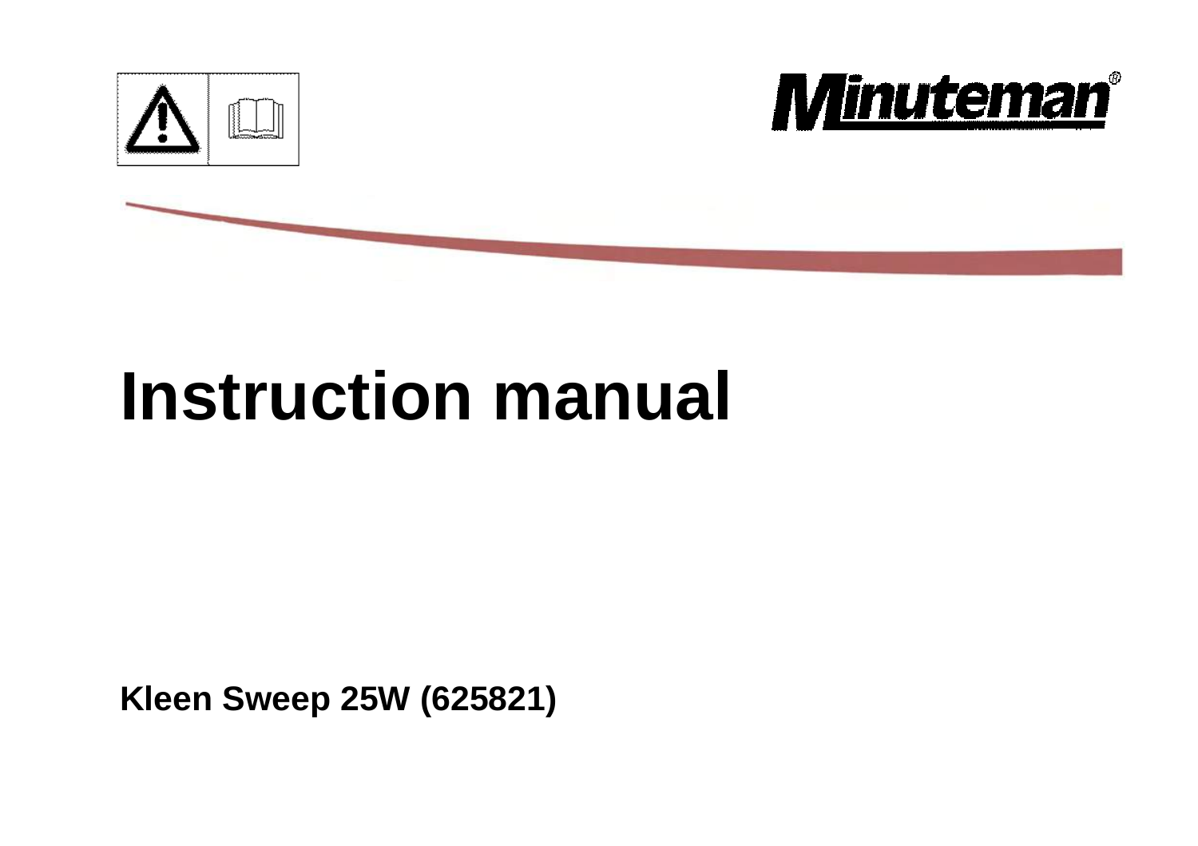Minuteman®

# Instruction manual

**Kleen Sweep 25W (625821)**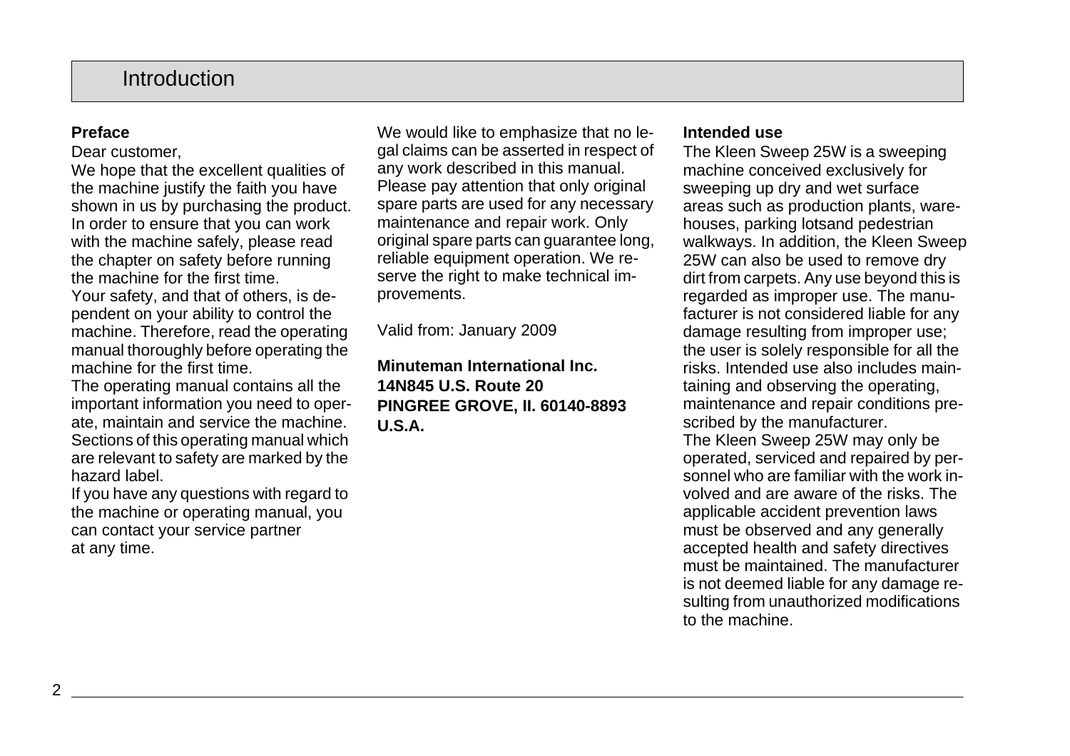# Introduction

**Preface**

Dear customer,

We hope that the excellent qualities of the machine justify the faith you have shown in us by purchasing the product. In order to ensure that you can work with the machine safely, please read the chapter on safety before running the machine for the first time.

Your safety, and that of others, is dependent on your ability to control the machine. Therefore, read the operating manual thoroughly before operating the machine for the first time.

The operating manual contains all the important information you need to operate, maintain and service the machine. Sections of this operating manual which are relevant to safety are marked by the hazard label.

If you have any questions with regard to the machine or operating manual, you can contact your service partner at any time.

We would like to emphasize that no legal claims can be asserted in respect of any work described in this manual. Please pay attention that only original spare parts are used for any necessary maintenance and repair work. Only original spare parts can guarantee long, reliable equipment operation. We reserve the right to make technical improvements.

Valid from: January 2009

**Minuteman International Inc.**
**14N845 U.S. Route 20**
**PINGREE GROVE, Il. 60140-8893**
**U.S.A.**

**Intended use**

The Kleen Sweep 25W is a sweeping machine conceived exclusively for sweeping up dry and wet surface areas such as production plants, warehouses, parking lotsand pedestrian walkways. In addition, the Kleen Sweep 25W can also be used to remove dry dirt from carpets. Any use beyond this is regarded as improper use. The manufacturer is not considered liable for any damage resulting from improper use; the user is solely responsible for all the risks. Intended use also includes maintaining and observing the operating, maintenance and repair conditions prescribed by the manufacturer.

The Kleen Sweep 25W may only be operated, serviced and repaired by personnel who are familiar with the work involved and are aware of the risks. The applicable accident prevention laws must be observed and any generally accepted health and safety directives must be maintained. The manufacturer is not deemed liable for any damage resulting from unauthorized modifications to the machine.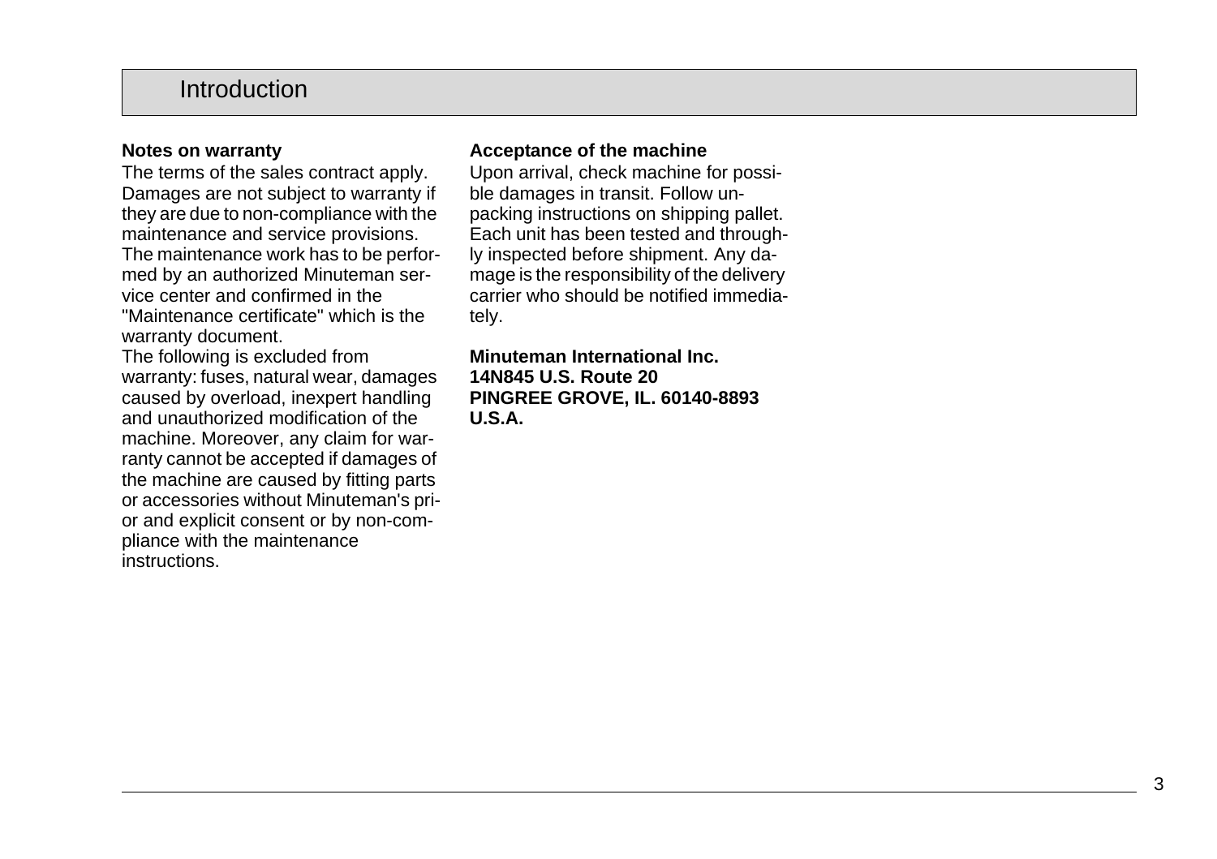# Introduction

**Notes on warranty**

The terms of the sales contract apply. Damages are not subject to warranty if they are due to non-compliance with the maintenance and service provisions. The maintenance work has to be performed by an authorized Minuteman service center and confirmed in the "Maintenance certificate" which is the warranty document.

The following is excluded from warranty: fuses, natural wear, damages caused by overload, inexpert handling and unauthorized modification of the machine. Moreover, any claim for warranty cannot be accepted if damages of the machine are caused by fitting parts or accessories without Minuteman's prior and explicit consent or by non-compliance with the maintenance instructions.

**Acceptance of the machine**

Upon arrival, check machine for possible damages in transit. Follow unpacking instructions on shipping pallet. Each unit has been tested and throughly inspected before shipment. Any damage is the responsibility of the delivery carrier who should be notified immediately.

**Minuteman International Inc.**
**14N845 U.S. Route 20**
**PINGREE GROVE, IL. 60140-8893**
**U.S.A.**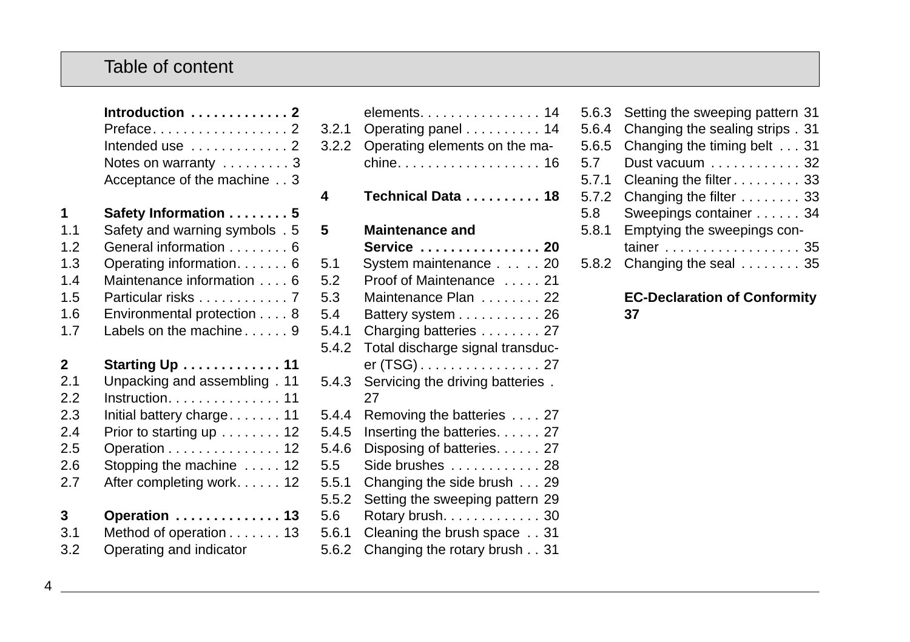# Table of content

| | | |
|---|---|---|
| | **Introduction** | **2** |
| | Preface | 2 |
| | Intended use | 2 |
| | Notes on warranty | 3 |
| | Acceptance of the machine | 3 |
| **1** | **Safety Information** | **5** |
| 1.1 | Safety and warning symbols | 5 |
| 1.2 | General information | 6 |
| 1.3 | Operating information | 6 |
| 1.4 | Maintenance information | 6 |
| 1.5 | Particular risks | 7 |
| 1.6 | Environmental protection | 8 |
| 1.7 | Labels on the machine | 9 |
| **2** | **Starting Up** | **11** |
| 2.1 | Unpacking and assembling | 11 |
| 2.2 | Instruction | 11 |
| 2.3 | Initial battery charge | 11 |
| 2.4 | Prior to starting up | 12 |
| 2.5 | Operation | 12 |
| 2.6 | Stopping the machine | 12 |
| 2.7 | After completing work | 12 |
| **3** | **Operation** | **13** |
| 3.1 | Method of operation | 13 |
| 3.2 | Operating and indicator elements | 14 |
| 3.2.1 | Operating panel | 14 |
| 3.2.2 | Operating elements on the machine | 16 |
| **4** | **Technical Data** | **18** |
| **5** | **Maintenance and Service** | **20** |
| 5.1 | System maintenance | 20 |
| 5.2 | Proof of Maintenance | 21 |
| 5.3 | Maintenance Plan | 22 |
| 5.4 | Battery system | 26 |
| 5.4.1 | Charging batteries | 27 |
| 5.4.2 | Total discharge signal transducer (TSG) | 27 |
| 5.4.3 | Servicing the driving batteries | 27 |
| 5.4.4 | Removing the batteries | 27 |
| 5.4.5 | Inserting the batteries | 27 |
| 5.4.6 | Disposing of batteries | 27 |
| 5.5 | Side brushes | 28 |
| 5.5.1 | Changing the side brush | 29 |
| 5.5.2 | Setting the sweeping pattern | 29 |
| 5.6 | Rotary brush | 30 |
| 5.6.1 | Cleaning the brush space | 31 |
| 5.6.2 | Changing the rotary brush | 31 |
| 5.6.3 | Setting the sweeping pattern | 31 |
| 5.6.4 | Changing the sealing strips | 31 |
| 5.6.5 | Changing the timing belt | 31 |
| 5.7 | Dust vacuum | 32 |
| 5.7.1 | Cleaning the filter | 33 |
| 5.7.2 | Changing the filter | 33 |
| 5.8 | Sweepings container | 34 |
| 5.8.1 | Emptying the sweepings container | 35 |
| 5.8.2 | Changing the seal | 35 |
| | **EC-Declaration of Conformity** | **37** |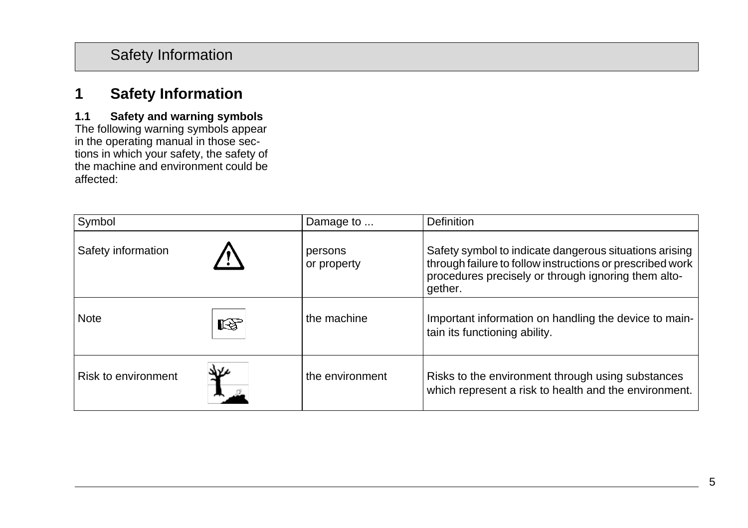# 1 Safety Information

## 1.1 Safety and warning symbols

The following warning symbols appear in the operating manual in those sections in which your safety, the safety of the machine and environment could be affected:

| Symbol | Damage to ... | Definition |
|---|---|---|
| Safety information | persons or property | Safety symbol to indicate dangerous situations arising through failure to follow instructions or prescribed work procedures precisely or through ignoring them altogether. |
| Note | the machine | Important information on handling the device to maintain its functioning ability. |
| Risk to environment | the environment | Risks to the environment through using substances which represent a risk to health and the environment. |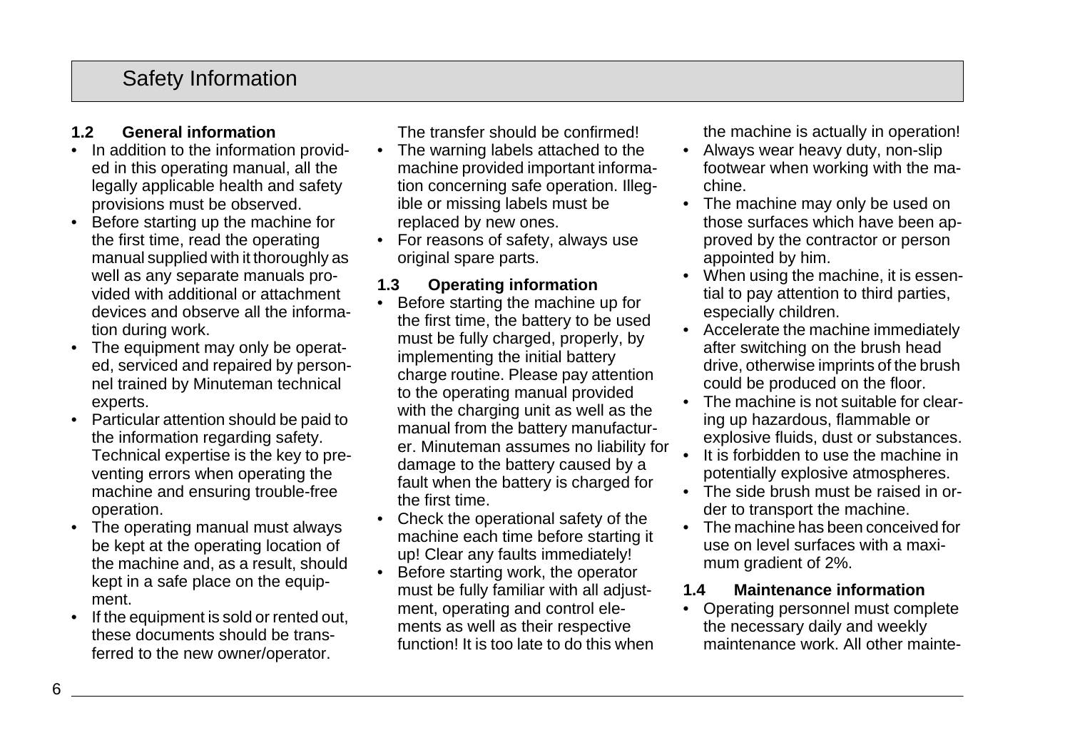# Safety Information

### 1.2 General information

- In addition to the information provided in this operating manual, all the legally applicable health and safety provisions must be observed.
- Before starting up the machine for the first time, read the operating manual supplied with it thoroughly as well as any separate manuals provided with additional or attachment devices and observe all the information during work.
- The equipment may only be operated, serviced and repaired by personnel trained by Minuteman technical experts.
- Particular attention should be paid to the information regarding safety. Technical expertise is the key to preventing errors when operating the machine and ensuring trouble-free operation.
- The operating manual must always be kept at the operating location of the machine and, as a result, should kept in a safe place on the equipment.
- If the equipment is sold or rented out, these documents should be transferred to the new owner/operator. The transfer should be confirmed!
- The warning labels attached to the machine provided important information concerning safe operation. Illegible or missing labels must be replaced by new ones.
- For reasons of safety, always use original spare parts.

### 1.3 Operating information

- Before starting the machine up for the first time, the battery to be used must be fully charged, properly, by implementing the initial battery charge routine. Please pay attention to the operating manual provided with the charging unit as well as the manual from the battery manufacturer. Minuteman assumes no liability for damage to the battery caused by a fault when the battery is charged for the first time.
- Check the operational safety of the machine each time before starting it up! Clear any faults immediately!
- Before starting work, the operator must be fully familiar with all adjustment, operating and control elements as well as their respective function! It is too late to do this when the machine is actually in operation!
- Always wear heavy duty, non-slip footwear when working with the machine.
- The machine may only be used on those surfaces which have been approved by the contractor or person appointed by him.
- When using the machine, it is essential to pay attention to third parties, especially children.
- Accelerate the machine immediately after switching on the brush head drive, otherwise imprints of the brush could be produced on the floor.
- The machine is not suitable for clearing up hazardous, flammable or explosive fluids, dust or substances.
- It is forbidden to use the machine in potentially explosive atmospheres.
- The side brush must be raised in order to transport the machine.
- The machine has been conceived for use on level surfaces with a maximum gradient of 2%.

### 1.4 Maintenance information

- Operating personnel must complete the necessary daily and weekly maintenance work. All other mainte-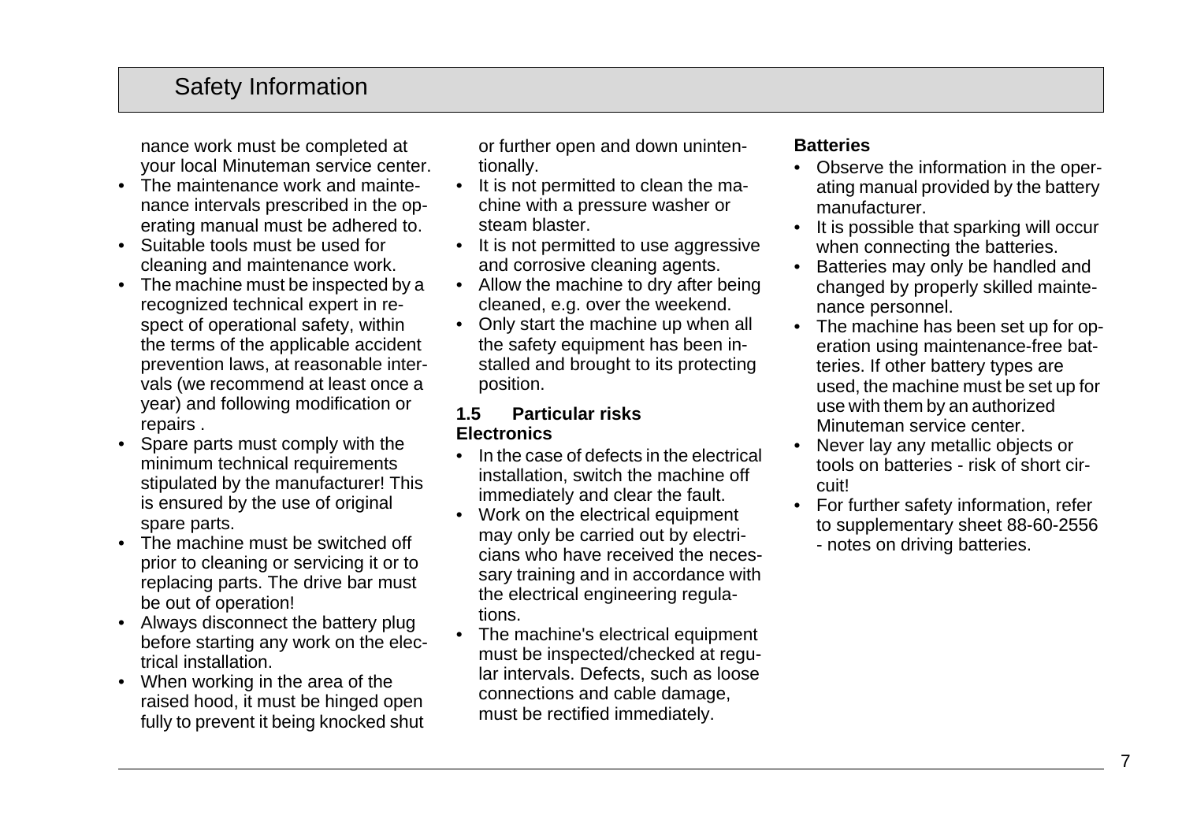nance work must be completed at your local Minuteman service center.

- The maintenance work and maintenance intervals prescribed in the operating manual must be adhered to.
- Suitable tools must be used for cleaning and maintenance work.
- The machine must be inspected by a recognized technical expert in respect of operational safety, within the terms of the applicable accident prevention laws, at reasonable intervals (we recommend at least once a year) and following modification or repairs .
- Spare parts must comply with the minimum technical requirements stipulated by the manufacturer! This is ensured by the use of original spare parts.
- The machine must be switched off prior to cleaning or servicing it or to replacing parts. The drive bar must be out of operation!
- Always disconnect the battery plug before starting any work on the electrical installation.
- When working in the area of the raised hood, it must be hinged open fully to prevent it being knocked shut or further open and down unintentionally.
- It is not permitted to clean the machine with a pressure washer or steam blaster.
- It is not permitted to use aggressive and corrosive cleaning agents.
- Allow the machine to dry after being cleaned, e.g. over the weekend.
- Only start the machine up when all the safety equipment has been installed and brought to its protecting position.

## 1.5 Particular risks

**Electronics**

- In the case of defects in the electrical installation, switch the machine off immediately and clear the fault.
- Work on the electrical equipment may only be carried out by electricians who have received the necessary training and in accordance with the electrical engineering regulations.
- The machine's electrical equipment must be inspected/checked at regular intervals. Defects, such as loose connections and cable damage, must be rectified immediately.

**Batteries**

- Observe the information in the operating manual provided by the battery manufacturer.
- It is possible that sparking will occur when connecting the batteries.
- Batteries may only be handled and changed by properly skilled maintenance personnel.
- The machine has been set up for operation using maintenance-free batteries. If other battery types are used, the machine must be set up for use with them by an authorized Minuteman service center.
- Never lay any metallic objects or tools on batteries - risk of short circuit!
- For further safety information, refer to supplementary sheet 88-60-2556 - notes on driving batteries.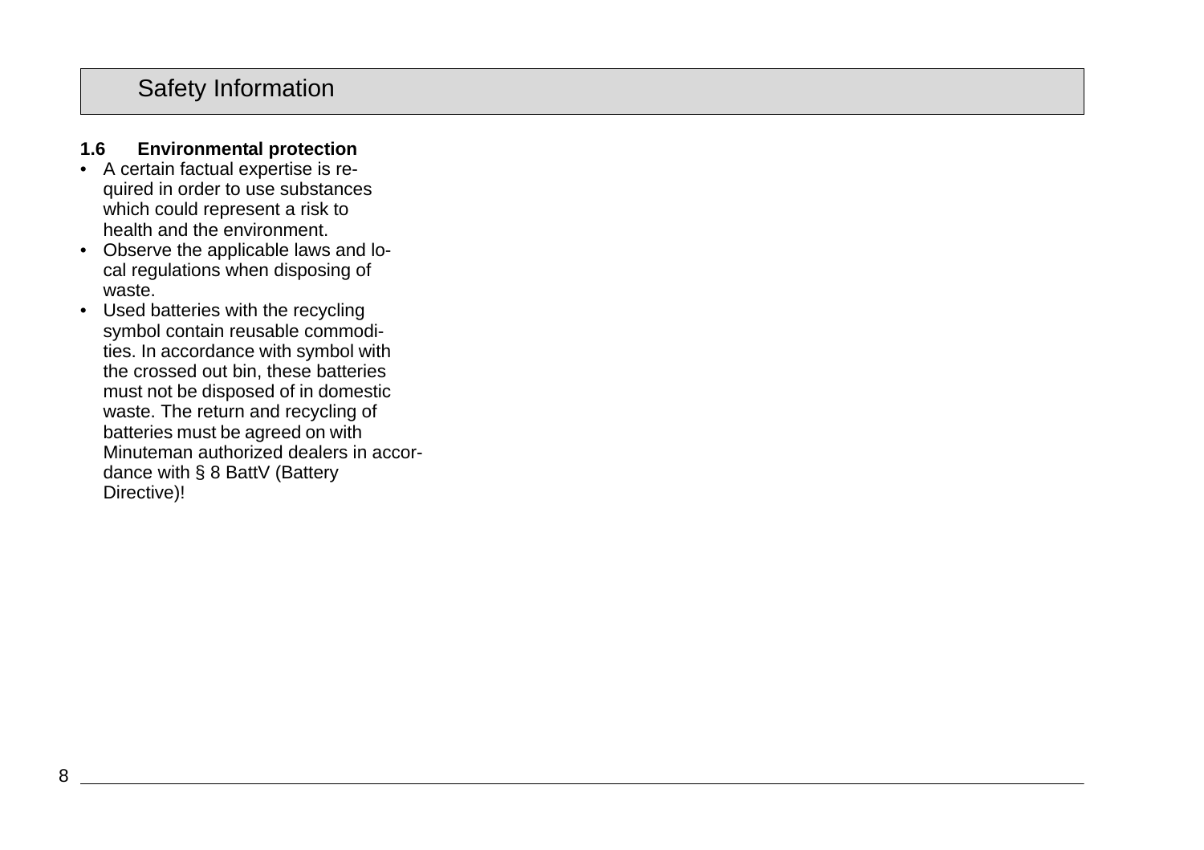### 1.6 Environmental protection

- A certain factual expertise is required in order to use substances which could represent a risk to health and the environment.
- Observe the applicable laws and local regulations when disposing of waste.
- Used batteries with the recycling symbol contain reusable commodities. In accordance with symbol with the crossed out bin, these batteries must not be disposed of in domestic waste. The return and recycling of batteries must be agreed on with Minuteman authorized dealers in accordance with § 8 BattV (Battery Directive)!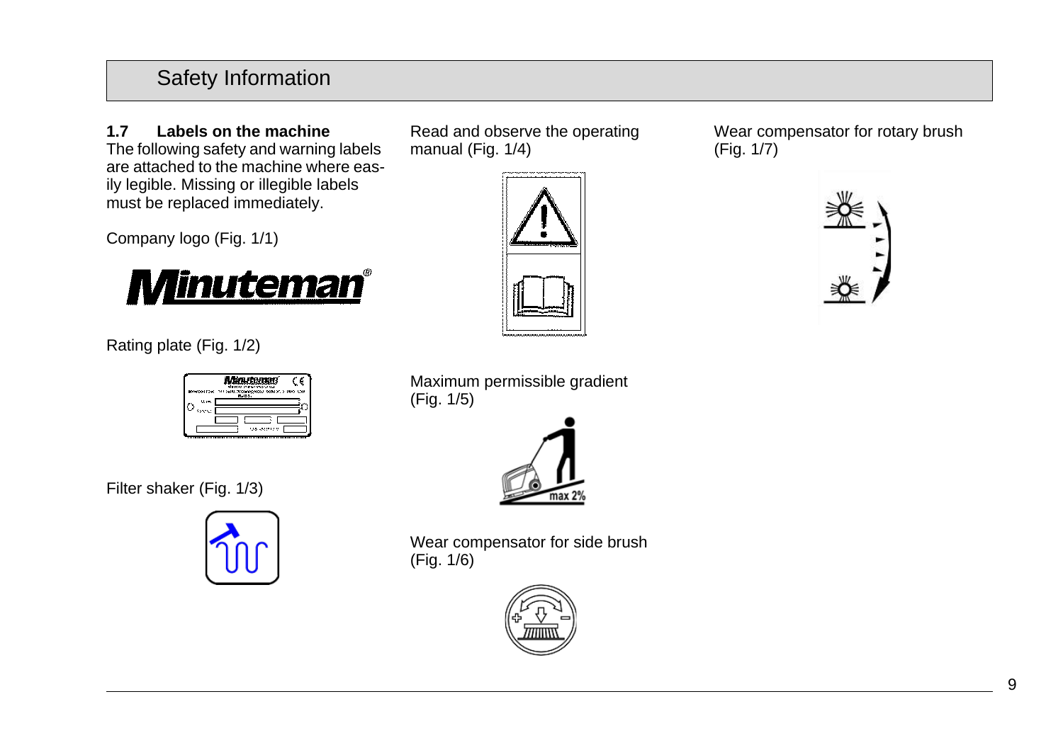## 1.7 Labels on the machine

The following safety and warning labels are attached to the machine where easily legible. Missing or illegible labels must be replaced immediately.

Company logo (Fig. 1/1)

Rating plate (Fig. 1/2)

Filter shaker (Fig. 1/3)

Read and observe the operating manual (Fig. 1/4)

Maximum permissible gradient (Fig. 1/5)

Wear compensator for side brush (Fig. 1/6)

Wear compensator for rotary brush (Fig. 1/7)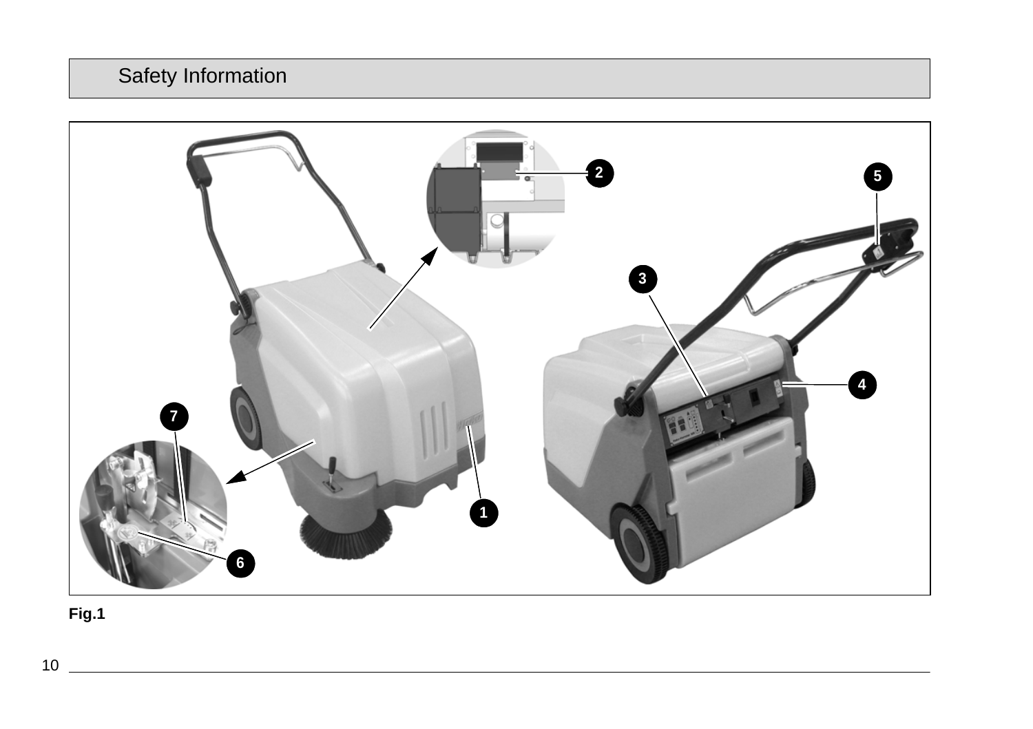# Safety Information

Fig.1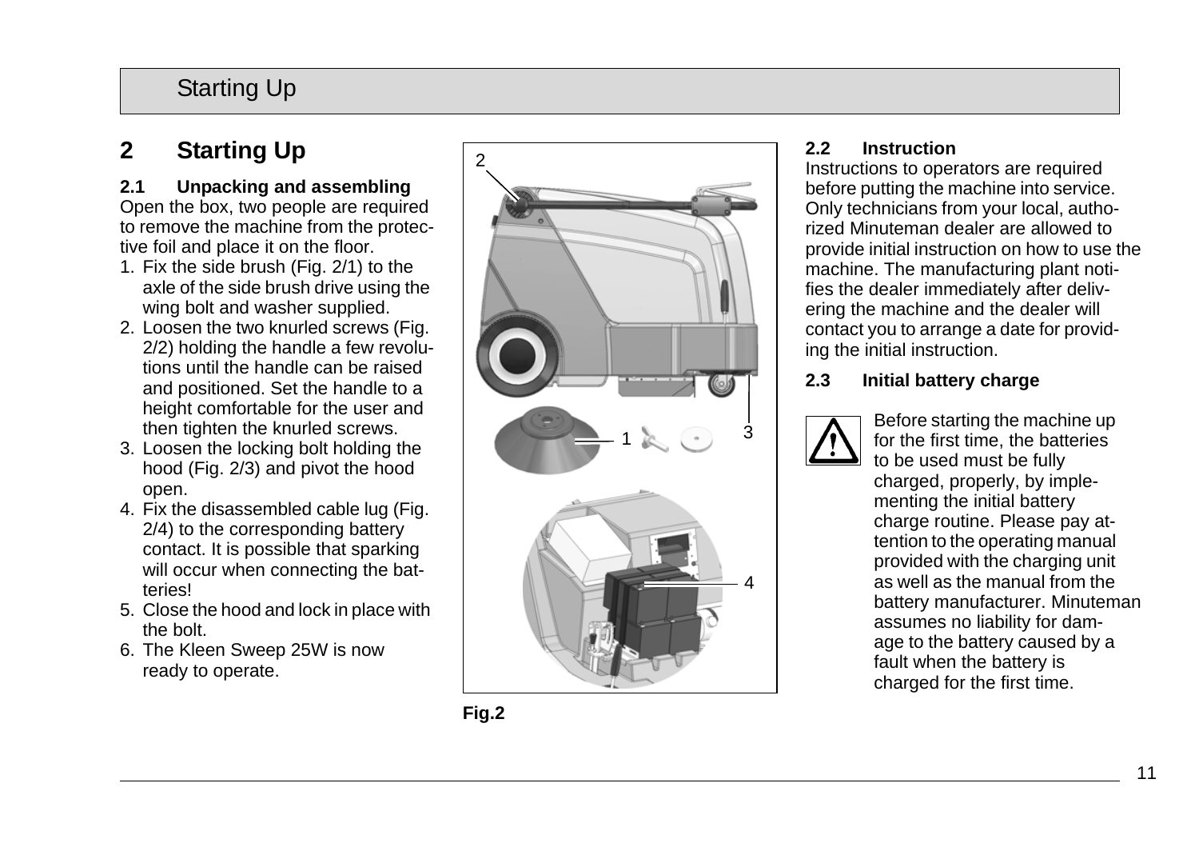# 2 Starting Up

## 2.1 Unpacking and assembling

Open the box, two people are required to remove the machine from the protective foil and place it on the floor.

1. Fix the side brush (Fig. 2/1) to the axle of the side brush drive using the wing bolt and washer supplied.
2. Loosen the two knurled screws (Fig. 2/2) holding the handle a few revolutions until the handle can be raised and positioned. Set the handle to a height comfortable for the user and then tighten the knurled screws.
3. Loosen the locking bolt holding the hood (Fig. 2/3) and pivot the hood open.
4. Fix the disassembled cable lug (Fig. 2/4) to the corresponding battery contact. It is possible that sparking will occur when connecting the batteries!
5. Close the hood and lock in place with the bolt.
6. The Kleen Sweep 25W is now ready to operate.

**Fig.2**

## 2.2 Instruction

Instructions to operators are required before putting the machine into service. Only technicians from your local, authorized Minuteman dealer are allowed to provide initial instruction on how to use the machine. The manufacturing plant notifies the dealer immediately after delivering the machine and the dealer will contact you to arrange a date for providing the initial instruction.

## 2.3 Initial battery charge

Before starting the machine up for the first time, the batteries to be used must be fully charged, properly, by implementing the initial battery charge routine. Please pay attention to the operating manual provided with the charging unit as well as the manual from the battery manufacturer. Minuteman assumes no liability for damage to the battery caused by a fault when the battery is charged for the first time.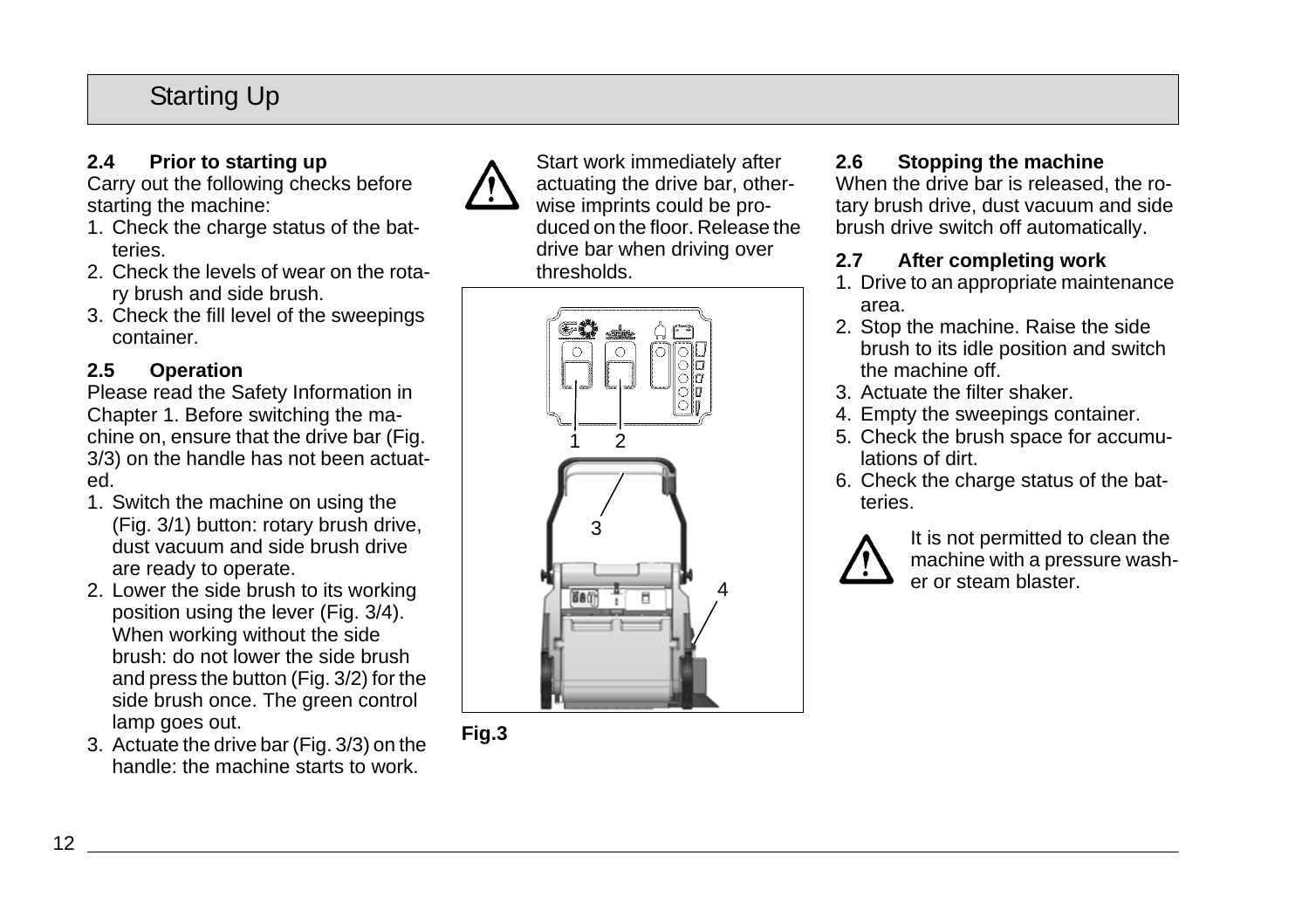# Starting Up

### 2.4 Prior to starting up

Carry out the following checks before starting the machine:

1. Check the charge status of the batteries.
2. Check the levels of wear on the rotary brush and side brush.
3. Check the fill level of the sweepings container.

### 2.5 Operation

Please read the Safety Information in Chapter 1. Before switching the machine on, ensure that the drive bar (Fig. 3/3) on the handle has not been actuated.

1. Switch the machine on using the (Fig. 3/1) button: rotary brush drive, dust vacuum and side brush drive are ready to operate.
2. Lower the side brush to its working position using the lever (Fig. 3/4). When working without the side brush: do not lower the side brush and press the button (Fig. 3/2) for the side brush once. The green control lamp goes out.
3. Actuate the drive bar (Fig. 3/3) on the handle: the machine starts to work.

⚠ Start work immediately after actuating the drive bar, otherwise imprints could be produced on the floor. Release the drive bar when driving over thresholds.

**Fig.3**

### 2.6 Stopping the machine

When the drive bar is released, the rotary brush drive, dust vacuum and side brush drive switch off automatically.

### 2.7 After completing work

1. Drive to an appropriate maintenance area.
2. Stop the machine. Raise the side brush to its idle position and switch the machine off.
3. Actuate the filter shaker.
4. Empty the sweepings container.
5. Check the brush space for accumulations of dirt.
6. Check the charge status of the batteries.

⚠ It is not permitted to clean the machine with a pressure washer or steam blaster.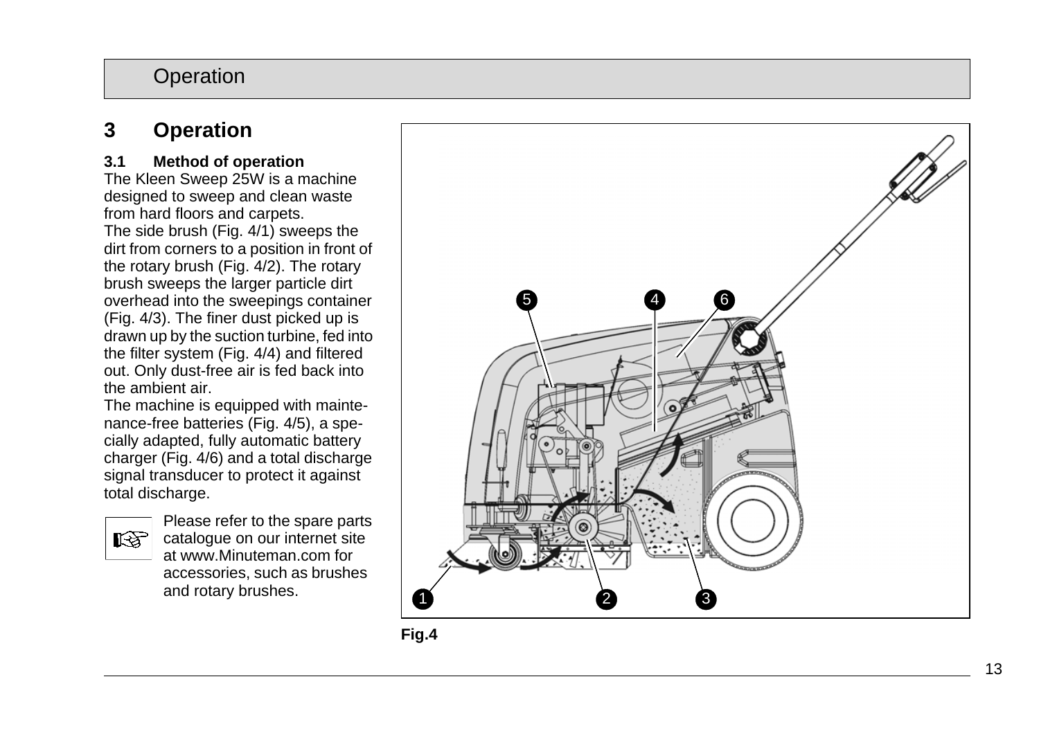# 3 Operation

## 3.1 Method of operation

The Kleen Sweep 25W is a machine designed to sweep and clean waste from hard floors and carpets.

The side brush (Fig. 4/1) sweeps the dirt from corners to a position in front of the rotary brush (Fig. 4/2). The rotary brush sweeps the larger particle dirt overhead into the sweepings container (Fig. 4/3). The finer dust picked up is drawn up by the suction turbine, fed into the filter system (Fig. 4/4) and filtered out. Only dust-free air is fed back into the ambient air.

The machine is equipped with maintenance-free batteries (Fig. 4/5), a specially adapted, fully automatic battery charger (Fig. 4/6) and a total discharge signal transducer to protect it against total discharge.

☞ Please refer to the spare parts catalogue on our internet site at www.Minuteman.com for accessories, such as brushes and rotary brushes.

**Fig.4**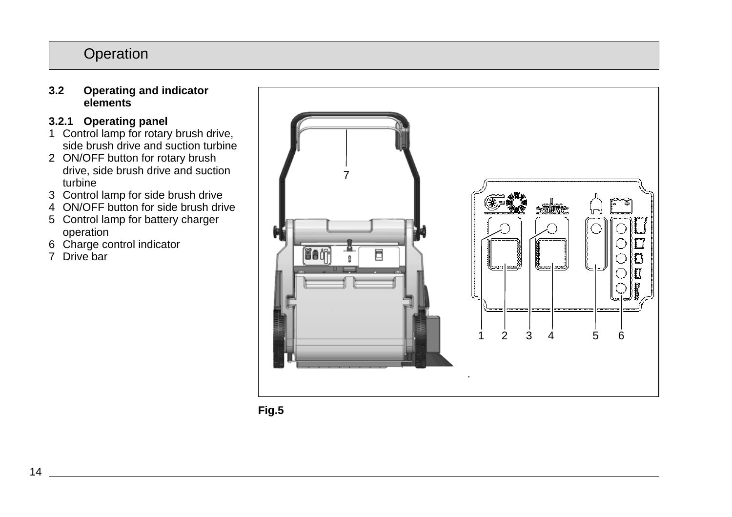### 3.2 Operating and indicator elements

#### 3.2.1 Operating panel

1. Control lamp for rotary brush drive, side brush drive and suction turbine
2. ON/OFF button for rotary brush drive, side brush drive and suction turbine
3. Control lamp for side brush drive
4. ON/OFF button for side brush drive
5. Control lamp for battery charger operation
6. Charge control indicator
7. Drive bar

Fig.5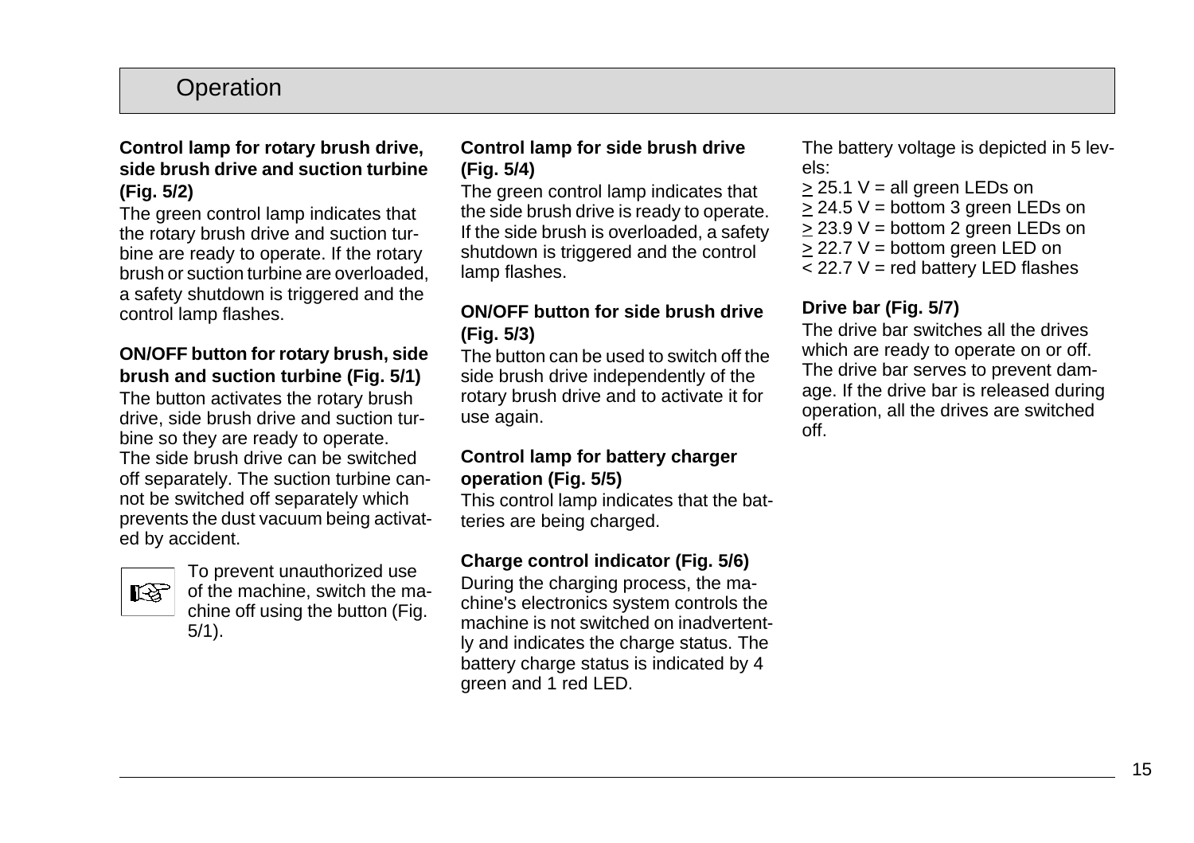# Operation

**Control lamp for rotary brush drive, side brush drive and suction turbine (Fig. 5/2)**

The green control lamp indicates that the rotary brush drive and suction turbine are ready to operate. If the rotary brush or suction turbine are overloaded, a safety shutdown is triggered and the control lamp flashes.

**ON/OFF button for rotary brush, side brush and suction turbine (Fig. 5/1)**

The button activates the rotary brush drive, side brush drive and suction turbine so they are ready to operate. The side brush drive can be switched off separately. The suction turbine cannot be switched off separately which prevents the dust vacuum being activated by accident.

☞ To prevent unauthorized use of the machine, switch the machine off using the button (Fig. 5/1).

**Control lamp for side brush drive (Fig. 5/4)**

The green control lamp indicates that the side brush drive is ready to operate. If the side brush is overloaded, a safety shutdown is triggered and the control lamp flashes.

**ON/OFF button for side brush drive (Fig. 5/3)**

The button can be used to switch off the side brush drive independently of the rotary brush drive and to activate it for use again.

**Control lamp for battery charger operation (Fig. 5/5)**

This control lamp indicates that the batteries are being charged.

**Charge control indicator (Fig. 5/6)**

During the charging process, the machine's electronics system controls the machine is not switched on inadvertently and indicates the charge status. The battery charge status is indicated by 4 green and 1 red LED.

The battery voltage is depicted in 5 levels:

$\geq$ 25.1 V = all green LEDs on
$\geq$ 24.5 V = bottom 3 green LEDs on
$\geq$ 23.9 V = bottom 2 green LEDs on
$\geq$ 22.7 V = bottom green LED on
< 22.7 V = red battery LED flashes

**Drive bar (Fig. 5/7)**

The drive bar switches all the drives which are ready to operate on or off. The drive bar serves to prevent damage. If the drive bar is released during operation, all the drives are switched off.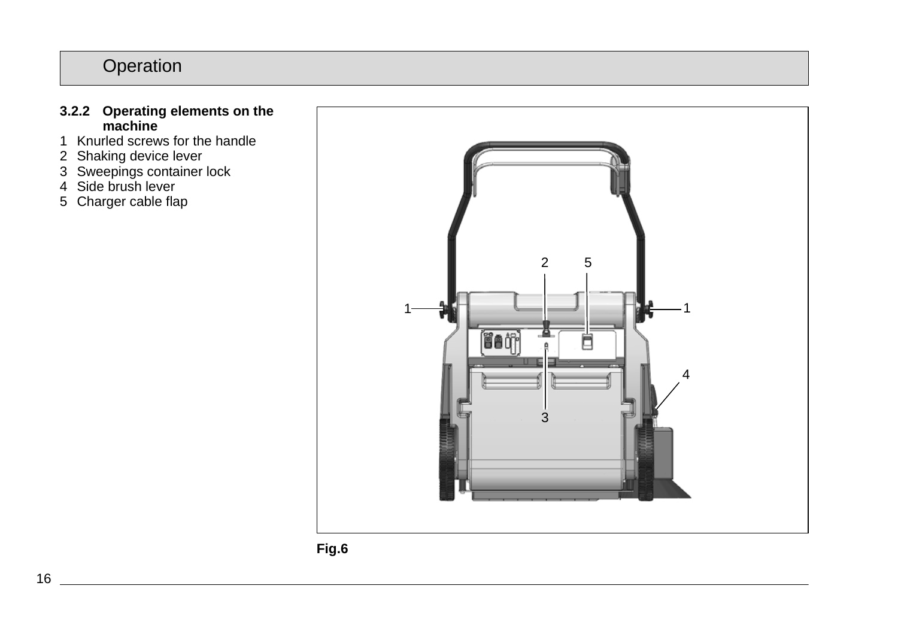### 3.2.2 Operating elements on the machine

1 Knurled screws for the handle
2 Shaking device lever
3 Sweepings container lock
4 Side brush lever
5 Charger cable flap

**Fig.6**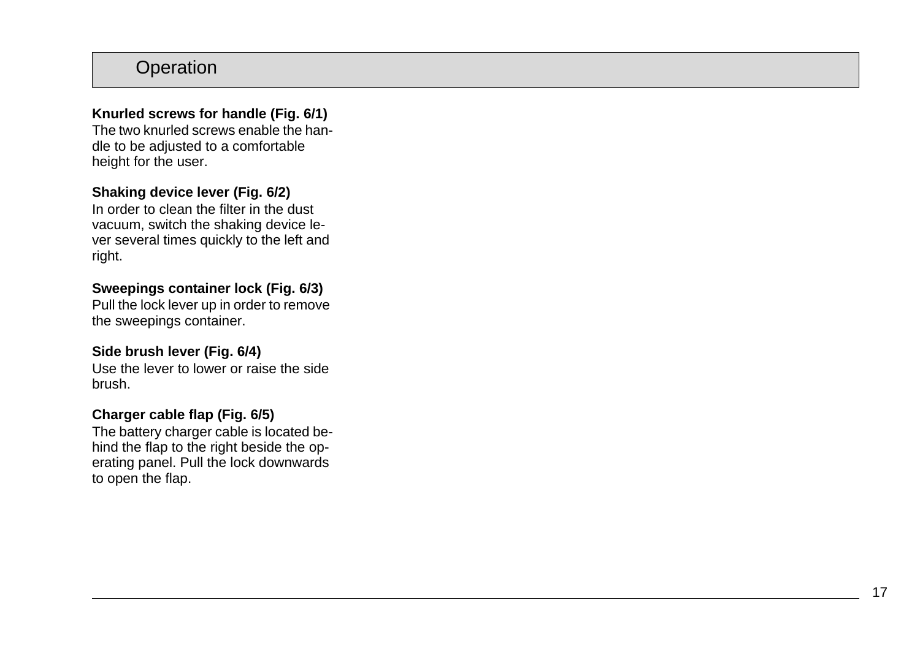# Operation

**Knurled screws for handle (Fig. 6/1)**

The two knurled screws enable the handle to be adjusted to a comfortable height for the user.

**Shaking device lever (Fig. 6/2)**

In order to clean the filter in the dust vacuum, switch the shaking device lever several times quickly to the left and right.

**Sweepings container lock (Fig. 6/3)**

Pull the lock lever up in order to remove the sweepings container.

**Side brush lever (Fig. 6/4)**

Use the lever to lower or raise the side brush.

**Charger cable flap (Fig. 6/5)**

The battery charger cable is located behind the flap to the right beside the operating panel. Pull the lock downwards to open the flap.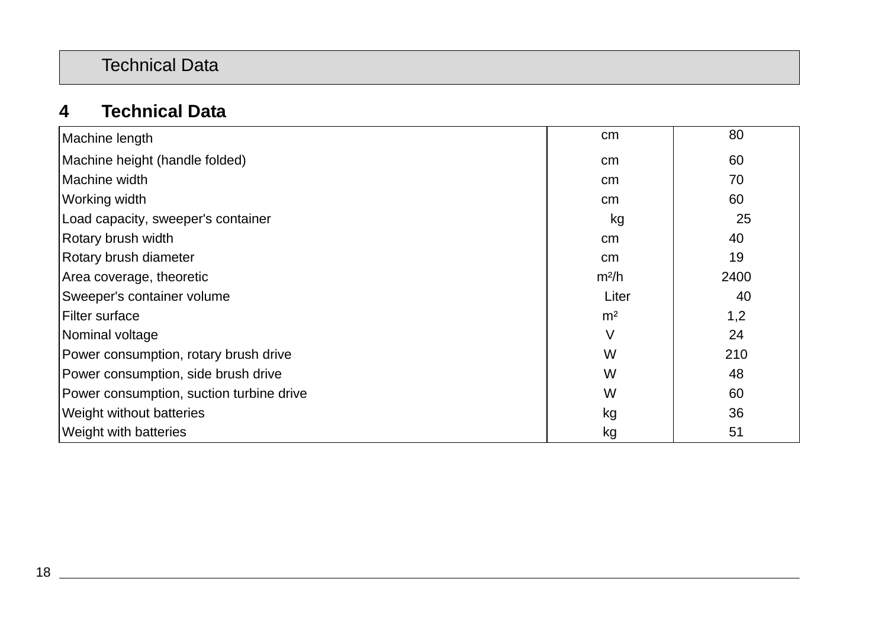## 4 Technical Data

| | | |
|---|---|---|
| Machine length | cm | 80 |
| Machine height (handle folded) | cm | 60 |
| Machine width | cm | 70 |
| Working width | cm | 60 |
| Load capacity, sweeper's container | kg | 25 |
| Rotary brush width | cm | 40 |
| Rotary brush diameter | cm | 19 |
| Area coverage, theoretic | m²/h | 2400 |
| Sweeper's container volume | Liter | 40 |
| Filter surface | m² | 1,2 |
| Nominal voltage | V | 24 |
| Power consumption, rotary brush drive | W | 210 |
| Power consumption, side brush drive | W | 48 |
| Power consumption, suction turbine drive | W | 60 |
| Weight without batteries | kg | 36 |
| Weight with batteries | kg | 51 |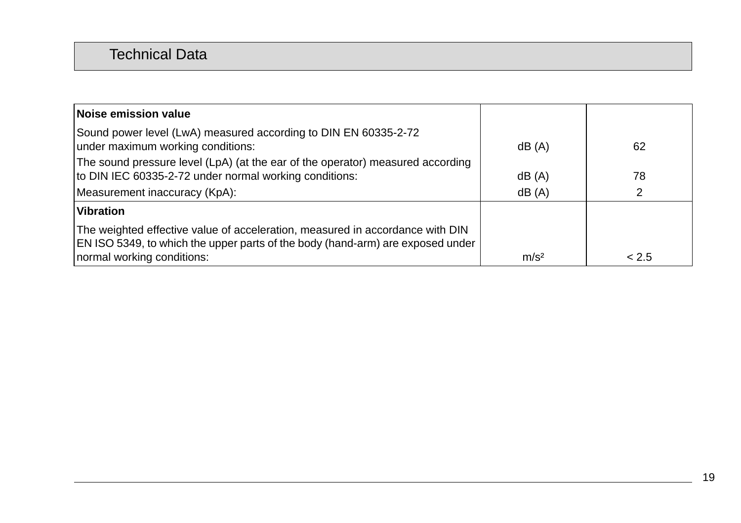## Technical Data

| | | |
|---|---|---|
| **Noise emission value** | | |
| Sound power level (LwA) measured according to DIN EN 60335-2-72 under maximum working conditions: | dB (A) | 62 |
| The sound pressure level (LpA) (at the ear of the operator) measured according to DIN IEC 60335-2-72 under normal working conditions: | dB (A) | 78 |
| Measurement inaccuracy (KpA): | dB (A) | 2 |
| **Vibration** | | |
| The weighted effective value of acceleration, measured in accordance with DIN EN ISO 5349, to which the upper parts of the body (hand-arm) are exposed under normal working conditions: | m/s² | < 2.5 |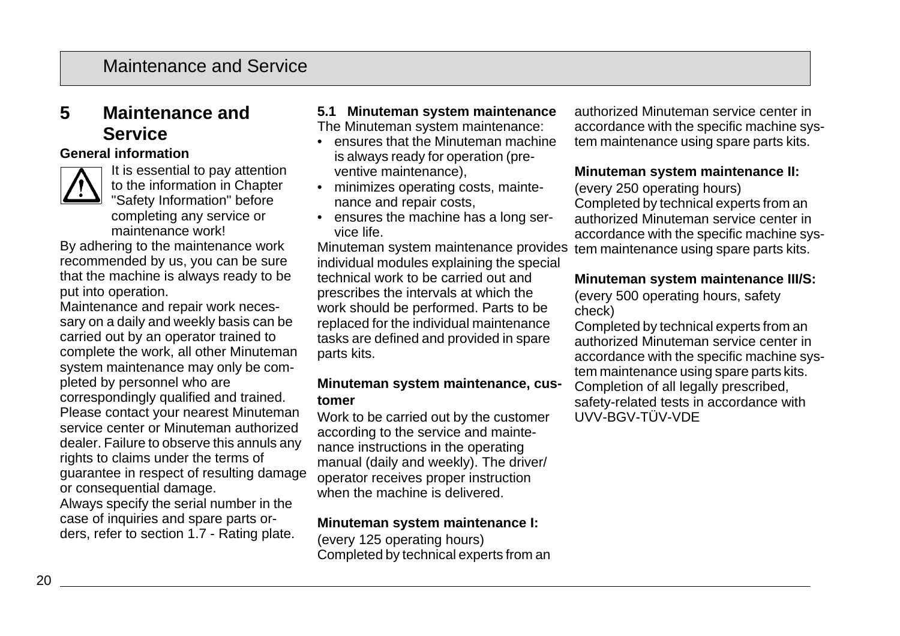# 5 Maintenance and Service

**General information**

It is essential to pay attention to the information in Chapter "Safety Information" before completing any service or maintenance work!

By adhering to the maintenance work recommended by us, you can be sure that the machine is always ready to be put into operation.

Maintenance and repair work necessary on a daily and weekly basis can be carried out by an operator trained to complete the work, all other Minuteman system maintenance may only be completed by personnel who are correspondingly qualified and trained. Please contact your nearest Minuteman service center or Minuteman authorized dealer. Failure to observe this annuls any rights to claims under the terms of guarantee in respect of resulting damage or consequential damage.

Always specify the serial number in the case of inquiries and spare parts orders, refer to section 1.7 - Rating plate.

## 5.1 Minuteman system maintenance

The Minuteman system maintenance:

- ensures that the Minuteman machine is always ready for operation (preventive maintenance),
- minimizes operating costs, maintenance and repair costs,
- ensures the machine has a long service life.

Minuteman system maintenance provides individual modules explaining the special technical work to be carried out and prescribes the intervals at which the work should be performed. Parts to be replaced for the individual maintenance tasks are defined and provided in spare parts kits.

**Minuteman system maintenance, customer**

Work to be carried out by the customer according to the service and maintenance instructions in the operating manual (daily and weekly). The driver/operator receives proper instruction when the machine is delivered.

**Minuteman system maintenance I:**

(every 125 operating hours)
Completed by technical experts from an authorized Minuteman service center in accordance with the specific machine system maintenance using spare parts kits.

**Minuteman system maintenance II:**

(every 250 operating hours)
Completed by technical experts from an authorized Minuteman service center in accordance with the specific machine system maintenance using spare parts kits.

**Minuteman system maintenance III/S:**

(every 500 operating hours, safety check)
Completed by technical experts from an authorized Minuteman service center in accordance with the specific machine system maintenance using spare parts kits. Completion of all legally prescribed, safety-related tests in accordance with UVV-BGV-TÜV-VDE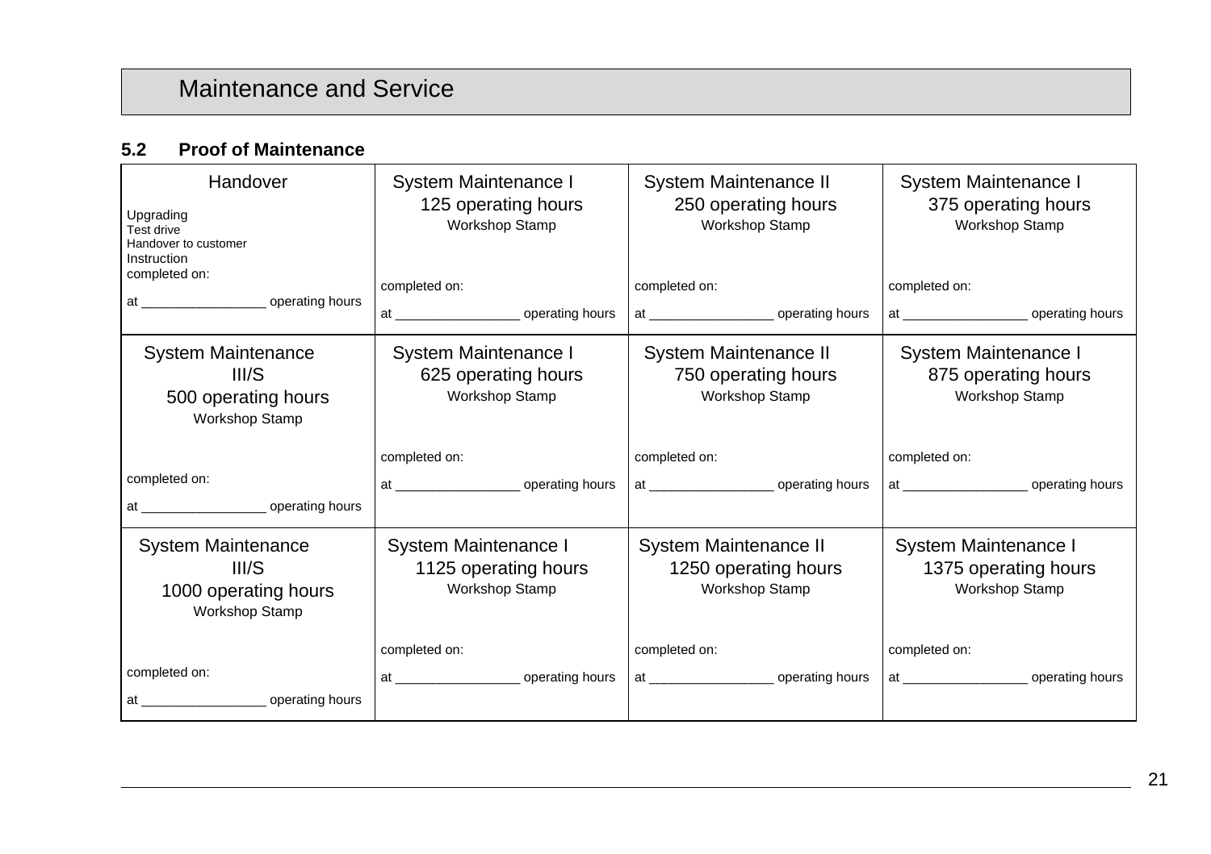# Maintenance and Service

### 5.2 Proof of Maintenance

| | | | |
|---|---|---|---|
| Handover<br><br>Upgrading<br>Test drive<br>Handover to customer<br>Instruction<br>completed on:<br><br>at ________________ operating hours | System Maintenance I<br>125 operating hours<br>Workshop Stamp<br><br>completed on:<br><br>at ________________ operating hours | System Maintenance II<br>250 operating hours<br>Workshop Stamp<br><br>completed on:<br><br>at ________________ operating hours | System Maintenance I<br>375 operating hours<br>Workshop Stamp<br><br>completed on:<br><br>at ________________ operating hours |
| System Maintenance III/S<br>500 operating hours<br>Workshop Stamp<br><br>completed on:<br><br>at ________________ operating hours | System Maintenance I<br>625 operating hours<br>Workshop Stamp<br><br>completed on:<br><br>at ________________ operating hours | System Maintenance II<br>750 operating hours<br>Workshop Stamp<br><br>completed on:<br><br>at ________________ operating hours | System Maintenance I<br>875 operating hours<br>Workshop Stamp<br><br>completed on:<br><br>at ________________ operating hours |
| System Maintenance III/S<br>1000 operating hours<br>Workshop Stamp<br><br>completed on:<br><br>at ________________ operating hours | System Maintenance I<br>1125 operating hours<br>Workshop Stamp<br><br>completed on:<br><br>at ________________ operating hours | System Maintenance II<br>1250 operating hours<br>Workshop Stamp<br><br>completed on:<br><br>at ________________ operating hours | System Maintenance I<br>1375 operating hours<br>Workshop Stamp<br><br>completed on:<br><br>at ________________ operating hours |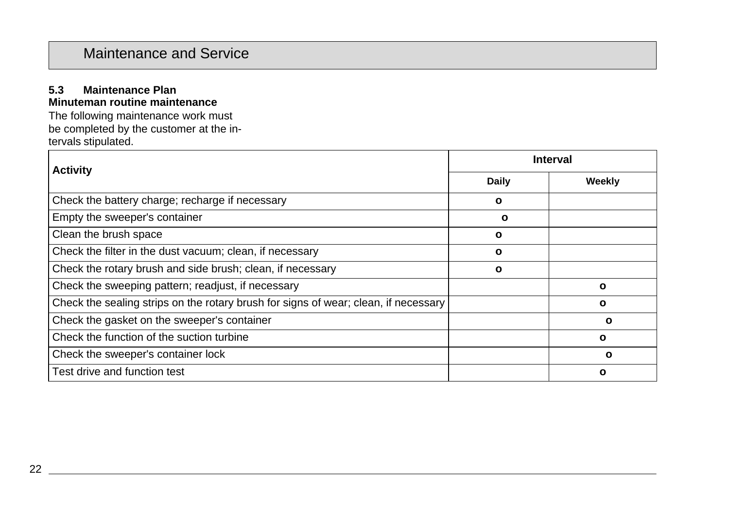# Maintenance and Service

### 5.3 Maintenance Plan

**Minuteman routine maintenance**

The following maintenance work must be completed by the customer at the intervals stipulated.

| Activity | Interval | |
|---|---|---|
| | **Daily** | **Weekly** |
| Check the battery charge; recharge if necessary | o | |
| Empty the sweeper's container | o | |
| Clean the brush space | o | |
| Check the filter in the dust vacuum; clean, if necessary | o | |
| Check the rotary brush and side brush; clean, if necessary | o | |
| Check the sweeping pattern; readjust, if necessary | | o |
| Check the sealing strips on the rotary brush for signs of wear; clean, if necessary | | o |
| Check the gasket on the sweeper's container | | o |
| Check the function of the suction turbine | | o |
| Check the sweeper's container lock | | o |
| Test drive and function test | | o |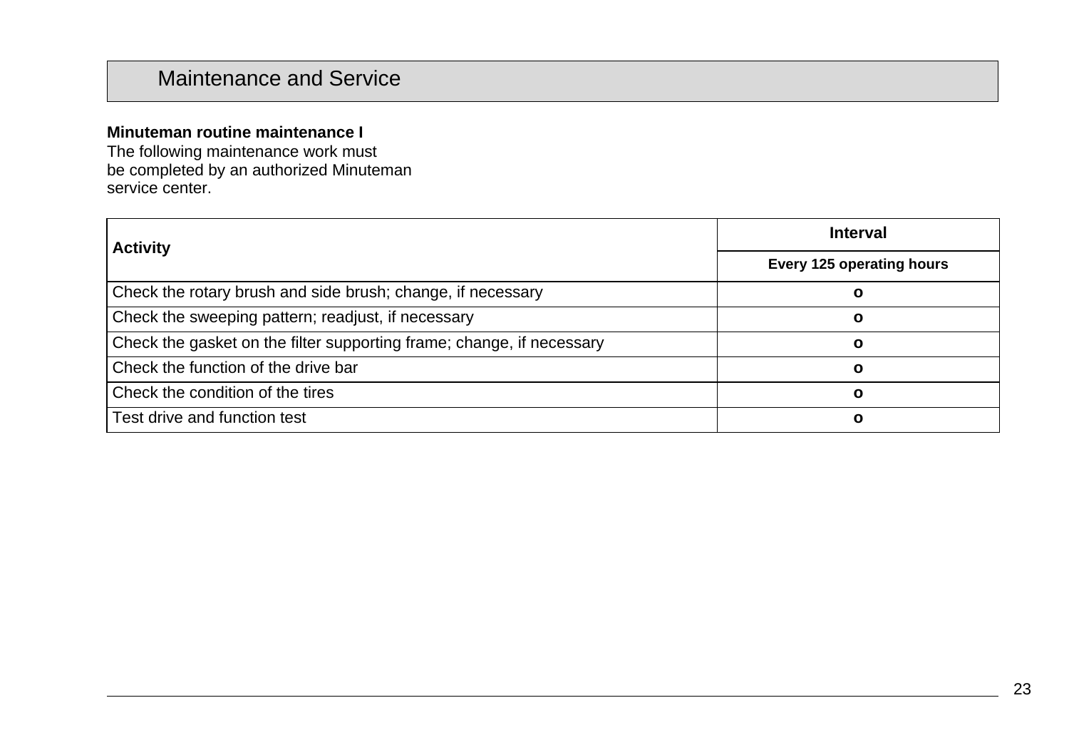# Maintenance and Service

**Minuteman routine maintenance I**
The following maintenance work must be completed by an authorized Minuteman service center.

| Activity | Interval |
|---|---|
| | Every 125 operating hours |
| Check the rotary brush and side brush; change, if necessary | o |
| Check the sweeping pattern; readjust, if necessary | o |
| Check the gasket on the filter supporting frame; change, if necessary | o |
| Check the function of the drive bar | o |
| Check the condition of the tires | o |
| Test drive and function test | o |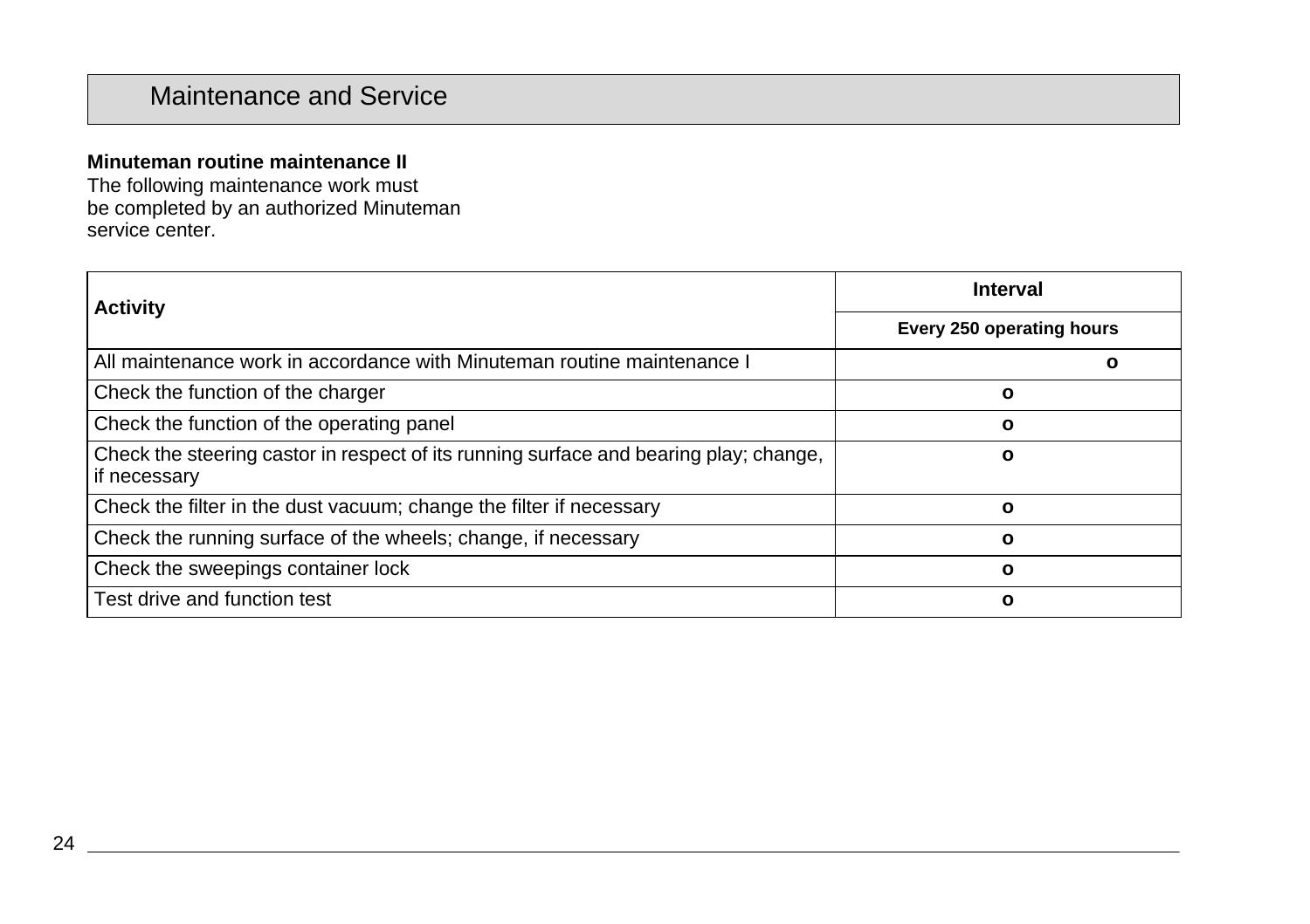# Maintenance and Service

**Minuteman routine maintenance II**

The following maintenance work must be completed by an authorized Minuteman service center.

| Activity | Interval |
|---|---|
| | **Every 250 operating hours** |
| All maintenance work in accordance with Minuteman routine maintenance I | o |
| Check the function of the charger | o |
| Check the function of the operating panel | o |
| Check the steering castor in respect of its running surface and bearing play; change, if necessary | o |
| Check the filter in the dust vacuum; change the filter if necessary | o |
| Check the running surface of the wheels; change, if necessary | o |
| Check the sweepings container lock | o |
| Test drive and function test | o |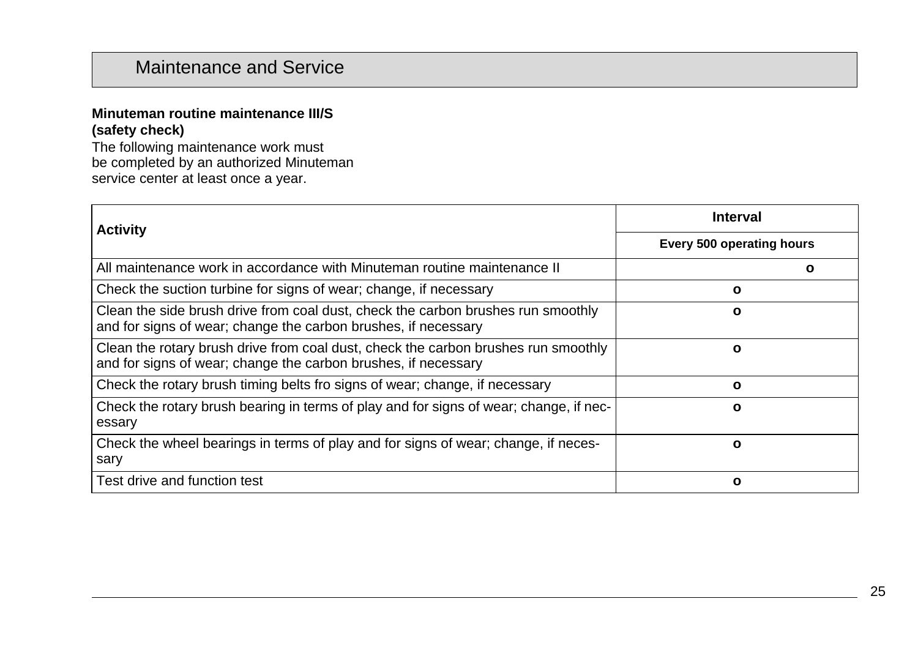# Maintenance and Service

**Minuteman routine maintenance III/S (safety check)**

The following maintenance work must be completed by an authorized Minuteman service center at least once a year.

| Activity | Interval |
|---|---|
| | Every 500 operating hours |
| All maintenance work in accordance with Minuteman routine maintenance II | o |
| Check the suction turbine for signs of wear; change, if necessary | o |
| Clean the side brush drive from coal dust, check the carbon brushes run smoothly and for signs of wear; change the carbon brushes, if necessary | o |
| Clean the rotary brush drive from coal dust, check the carbon brushes run smoothly and for signs of wear; change the carbon brushes, if necessary | o |
| Check the rotary brush timing belts fro signs of wear; change, if necessary | o |
| Check the rotary brush bearing in terms of play and for signs of wear; change, if necessary | o |
| Check the wheel bearings in terms of play and for signs of wear; change, if necessary | o |
| Test drive and function test | o |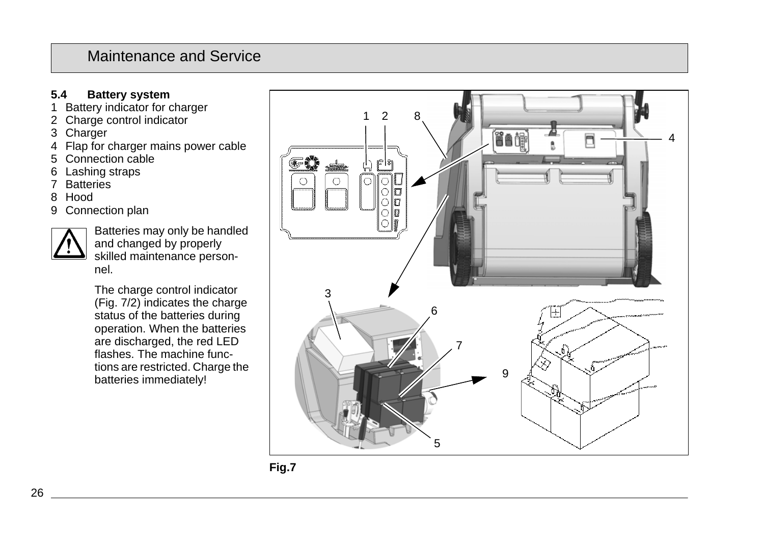### 5.4 Battery system

1 Battery indicator for charger
2 Charge control indicator
3 Charger
4 Flap for charger mains power cable
5 Connection cable
6 Lashing straps
7 Batteries
8 Hood
9 Connection plan

Batteries may only be handled and changed by properly skilled maintenance personnel.

The charge control indicator (Fig. 7/2) indicates the charge status of the batteries during operation. When the batteries are discharged, the red LED flashes. The machine functions are restricted. Charge the batteries immediately!

**Fig.7**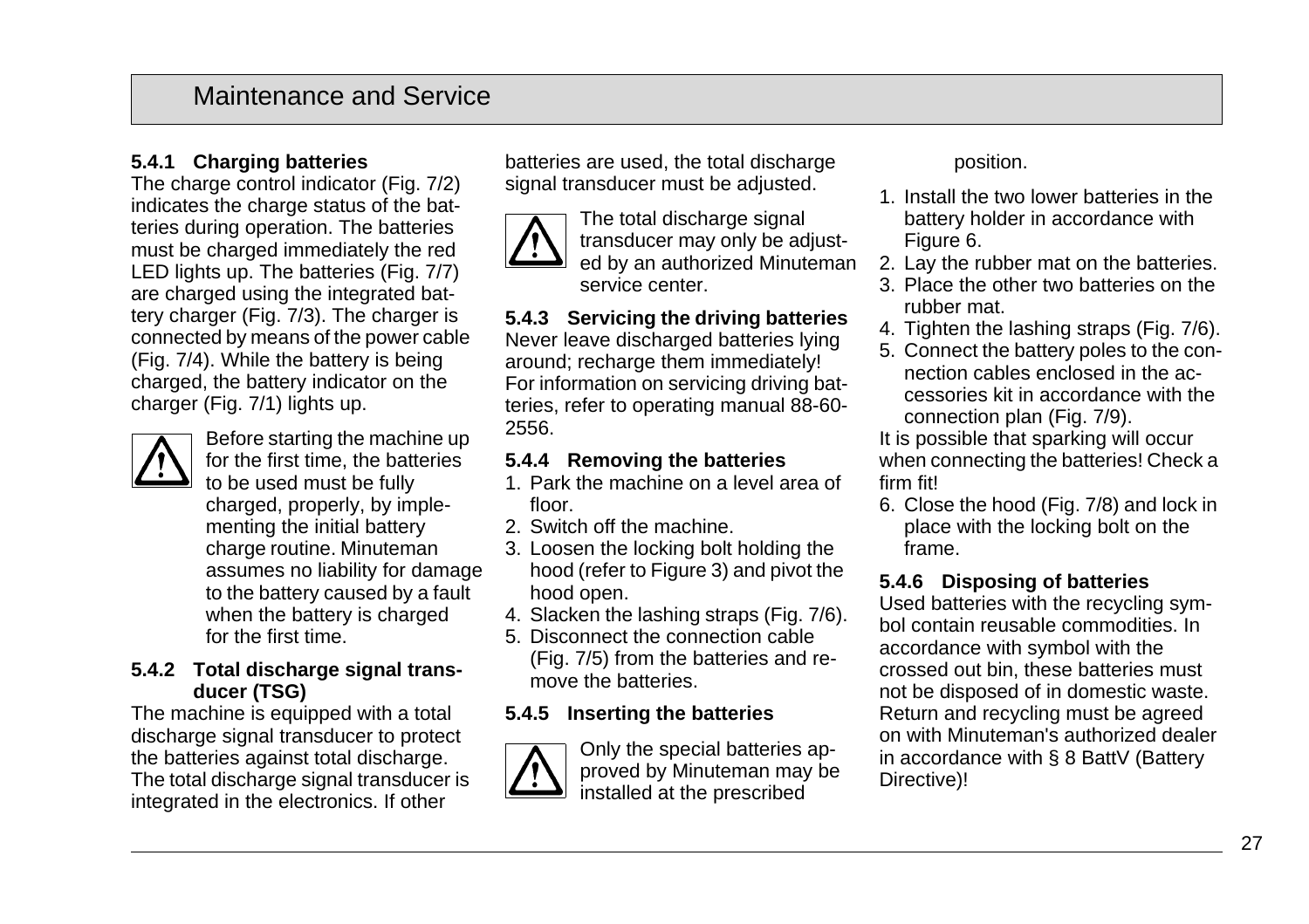# Maintenance and Service

### 5.4.1 Charging batteries

The charge control indicator (Fig. 7/2) indicates the charge status of the batteries during operation. The batteries must be charged immediately the red LED lights up. The batteries (Fig. 7/7) are charged using the integrated battery charger (Fig. 7/3). The charger is connected by means of the power cable (Fig. 7/4). While the battery is being charged, the battery indicator on the charger (Fig. 7/1) lights up.

⚠ Before starting the machine up for the first time, the batteries to be used must be fully charged, properly, by implementing the initial battery charge routine. Minuteman assumes no liability for damage to the battery caused by a fault when the battery is charged for the first time.

### 5.4.2 Total discharge signal transducer (TSG)

The machine is equipped with a total discharge signal transducer to protect the batteries against total discharge. The total discharge signal transducer is integrated in the electronics. If other batteries are used, the total discharge signal transducer must be adjusted.

⚠ The total discharge signal transducer may only be adjusted by an authorized Minuteman service center.

### 5.4.3 Servicing the driving batteries

Never leave discharged batteries lying around; recharge them immediately! For information on servicing driving batteries, refer to operating manual 88-60-2556.

### 5.4.4 Removing the batteries

1. Park the machine on a level area of floor.
2. Switch off the machine.
3. Loosen the locking bolt holding the hood (refer to Figure 3) and pivot the hood open.
4. Slacken the lashing straps (Fig. 7/6).
5. Disconnect the connection cable (Fig. 7/5) from the batteries and remove the batteries.

### 5.4.5 Inserting the batteries

⚠ Only the special batteries approved by Minuteman may be installed at the prescribed position.

1. Install the two lower batteries in the battery holder in accordance with Figure 6.
2. Lay the rubber mat on the batteries.
3. Place the other two batteries on the rubber mat.
4. Tighten the lashing straps (Fig. 7/6).
5. Connect the battery poles to the connection cables enclosed in the accessories kit in accordance with the connection plan (Fig. 7/9).

It is possible that sparking will occur when connecting the batteries! Check a firm fit!

6. Close the hood (Fig. 7/8) and lock in place with the locking bolt on the frame.

### 5.4.6 Disposing of batteries

Used batteries with the recycling symbol contain reusable commodities. In accordance with symbol with the crossed out bin, these batteries must not be disposed of in domestic waste. Return and recycling must be agreed on with Minuteman's authorized dealer in accordance with § 8 BattV (Battery Directive)!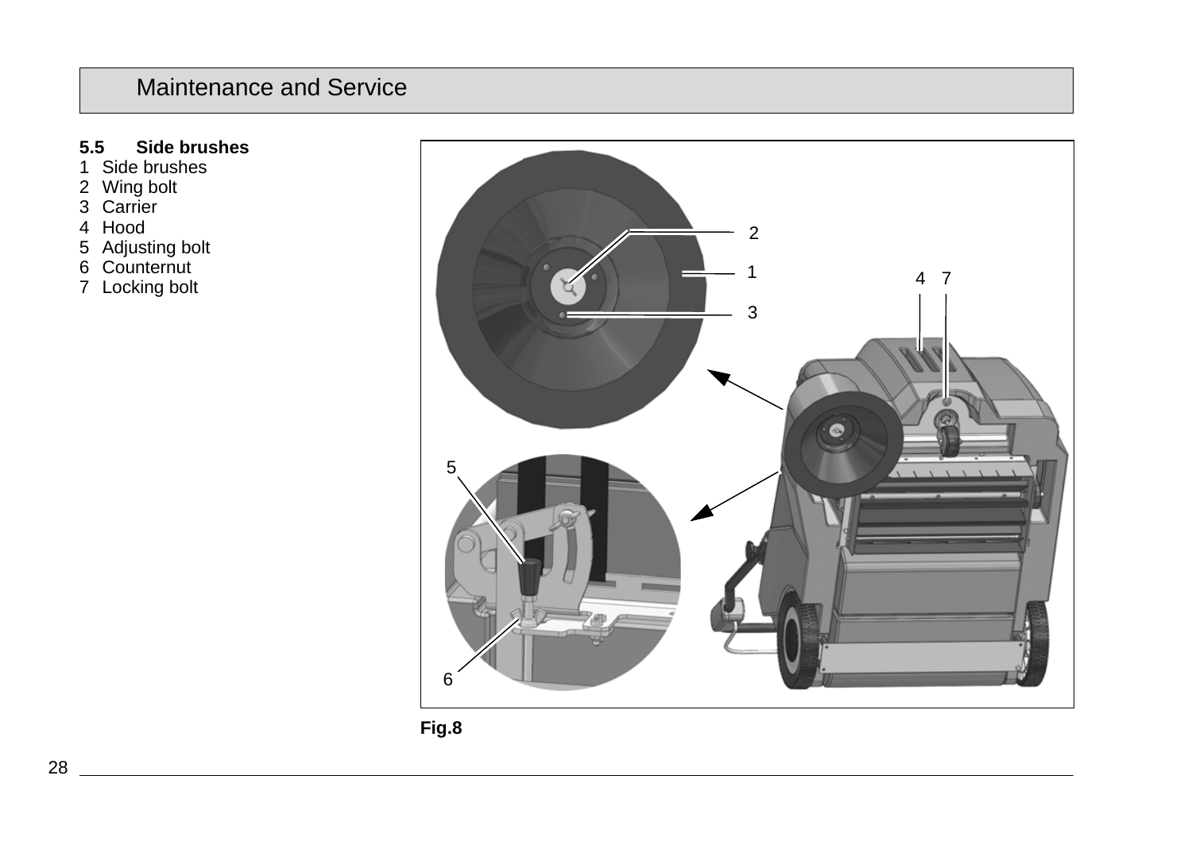## 5.5 Side brushes

1 Side brushes
2 Wing bolt
3 Carrier
4 Hood
5 Adjusting bolt
6 Counternut
7 Locking bolt

**Fig.8**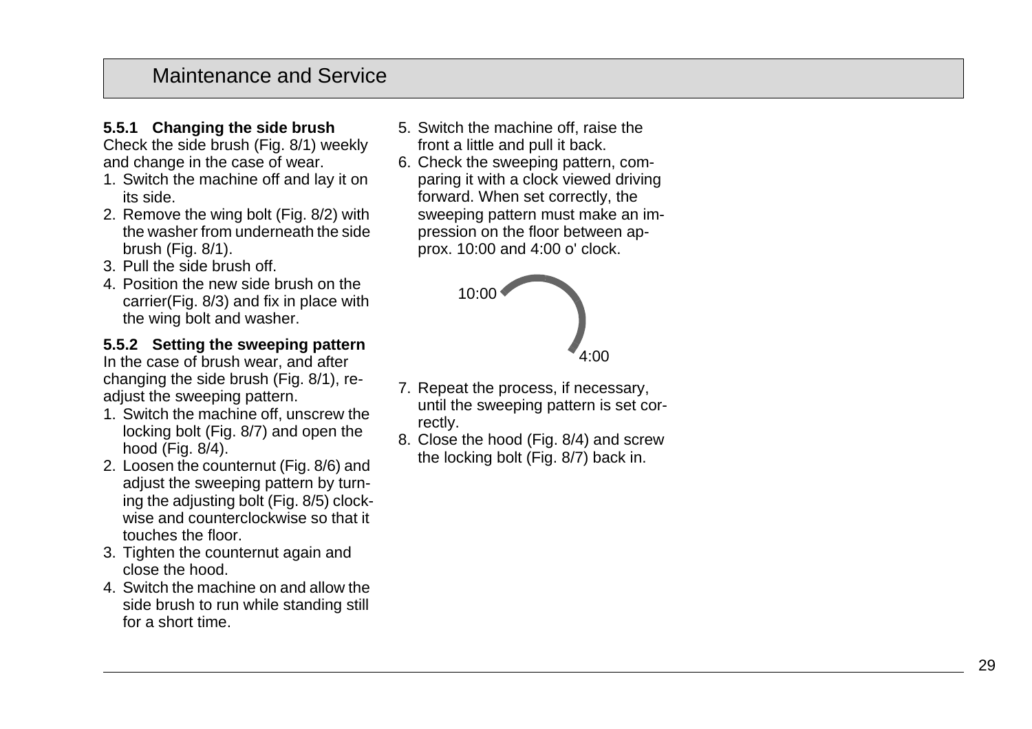# Maintenance and Service

### 5.5.1 Changing the side brush

Check the side brush (Fig. 8/1) weekly and change in the case of wear.

1. Switch the machine off and lay it on its side.
2. Remove the wing bolt (Fig. 8/2) with the washer from underneath the side brush (Fig. 8/1).
3. Pull the side brush off.
4. Position the new side brush on the carrier(Fig. 8/3) and fix in place with the wing bolt and washer.

### 5.5.2 Setting the sweeping pattern

In the case of brush wear, and after changing the side brush (Fig. 8/1), re-adjust the sweeping pattern.

1. Switch the machine off, unscrew the locking bolt (Fig. 8/7) and open the hood (Fig. 8/4).
2. Loosen the counternut (Fig. 8/6) and adjust the sweeping pattern by turning the adjusting bolt (Fig. 8/5) clockwise and counterclockwise so that it touches the floor.
3. Tighten the counternut again and close the hood.
4. Switch the machine on and allow the side brush to run while standing still for a short time.
5. Switch the machine off, raise the front a little and pull it back.
6. Check the sweeping pattern, comparing it with a clock viewed driving forward. When set correctly, the sweeping pattern must make an impression on the floor between approx. 10:00 and 4:00 o' clock.

10:00

4:00

7. Repeat the process, if necessary, until the sweeping pattern is set correctly.
8. Close the hood (Fig. 8/4) and screw the locking bolt (Fig. 8/7) back in.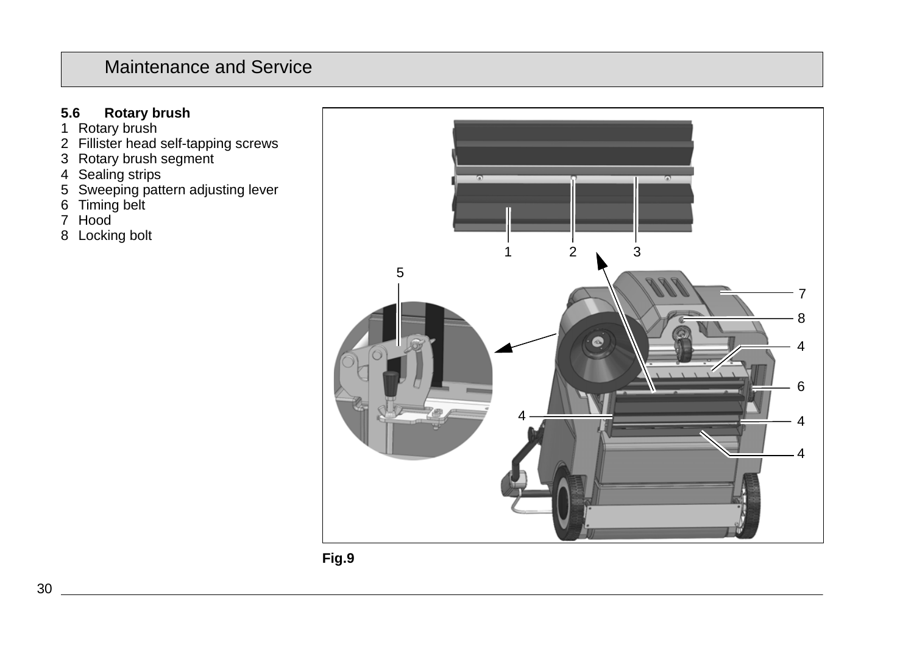## 5.6 Rotary brush

1 Rotary brush
2 Fillister head self-tapping screws
3 Rotary brush segment
4 Sealing strips
5 Sweeping pattern adjusting lever
6 Timing belt
7 Hood
8 Locking bolt

**Fig.9**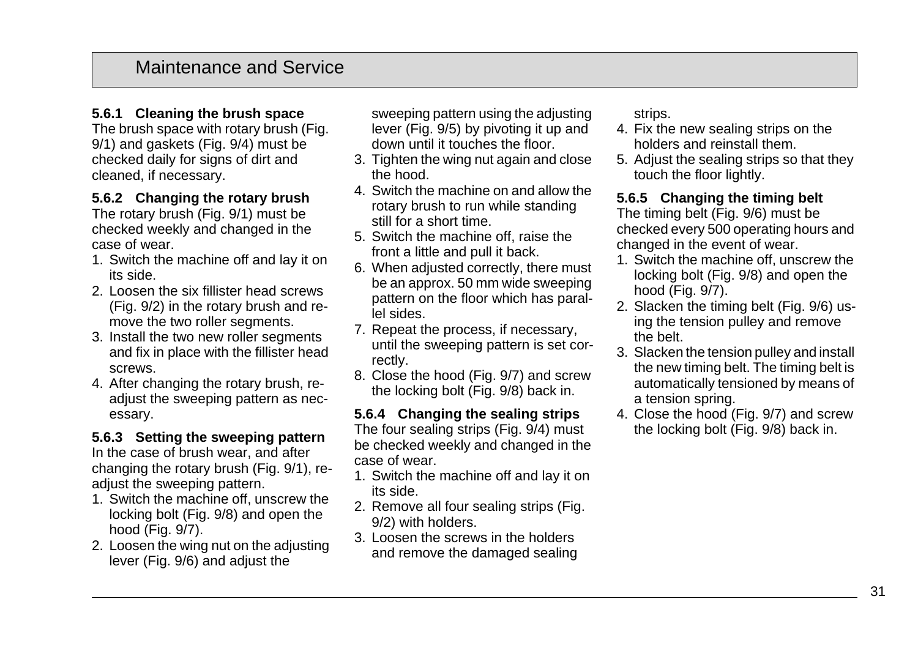# Maintenance and Service

### 5.6.1 Cleaning the brush space

The brush space with rotary brush (Fig. 9/1) and gaskets (Fig. 9/4) must be checked daily for signs of dirt and cleaned, if necessary.

### 5.6.2 Changing the rotary brush

The rotary brush (Fig. 9/1) must be checked weekly and changed in the case of wear.

1. Switch the machine off and lay it on its side.
2. Loosen the six fillister head screws (Fig. 9/2) in the rotary brush and remove the two roller segments.
3. Install the two new roller segments and fix in place with the fillister head screws.
4. After changing the rotary brush, readjust the sweeping pattern as necessary.

### 5.6.3 Setting the sweeping pattern

In the case of brush wear, and after changing the rotary brush (Fig. 9/1), readjust the sweeping pattern.

1. Switch the machine off, unscrew the locking bolt (Fig. 9/8) and open the hood (Fig. 9/7).
2. Loosen the wing nut on the adjusting lever (Fig. 9/6) and adjust the sweeping pattern using the adjusting lever (Fig. 9/5) by pivoting it up and down until it touches the floor.
3. Tighten the wing nut again and close the hood.
4. Switch the machine on and allow the rotary brush to run while standing still for a short time.
5. Switch the machine off, raise the front a little and pull it back.
6. When adjusted correctly, there must be an approx. 50 mm wide sweeping pattern on the floor which has parallel sides.
7. Repeat the process, if necessary, until the sweeping pattern is set correctly.
8. Close the hood (Fig. 9/7) and screw the locking bolt (Fig. 9/8) back in.

### 5.6.4 Changing the sealing strips

The four sealing strips (Fig. 9/4) must be checked weekly and changed in the case of wear.

1. Switch the machine off and lay it on its side.
2. Remove all four sealing strips (Fig. 9/2) with holders.
3. Loosen the screws in the holders and remove the damaged sealing strips.
4. Fix the new sealing strips on the holders and reinstall them.
5. Adjust the sealing strips so that they touch the floor lightly.

### 5.6.5 Changing the timing belt

The timing belt (Fig. 9/6) must be checked every 500 operating hours and changed in the event of wear.

1. Switch the machine off, unscrew the locking bolt (Fig. 9/8) and open the hood (Fig. 9/7).
2. Slacken the timing belt (Fig. 9/6) using the tension pulley and remove the belt.
3. Slacken the tension pulley and install the new timing belt. The timing belt is automatically tensioned by means of a tension spring.
4. Close the hood (Fig. 9/7) and screw the locking bolt (Fig. 9/8) back in.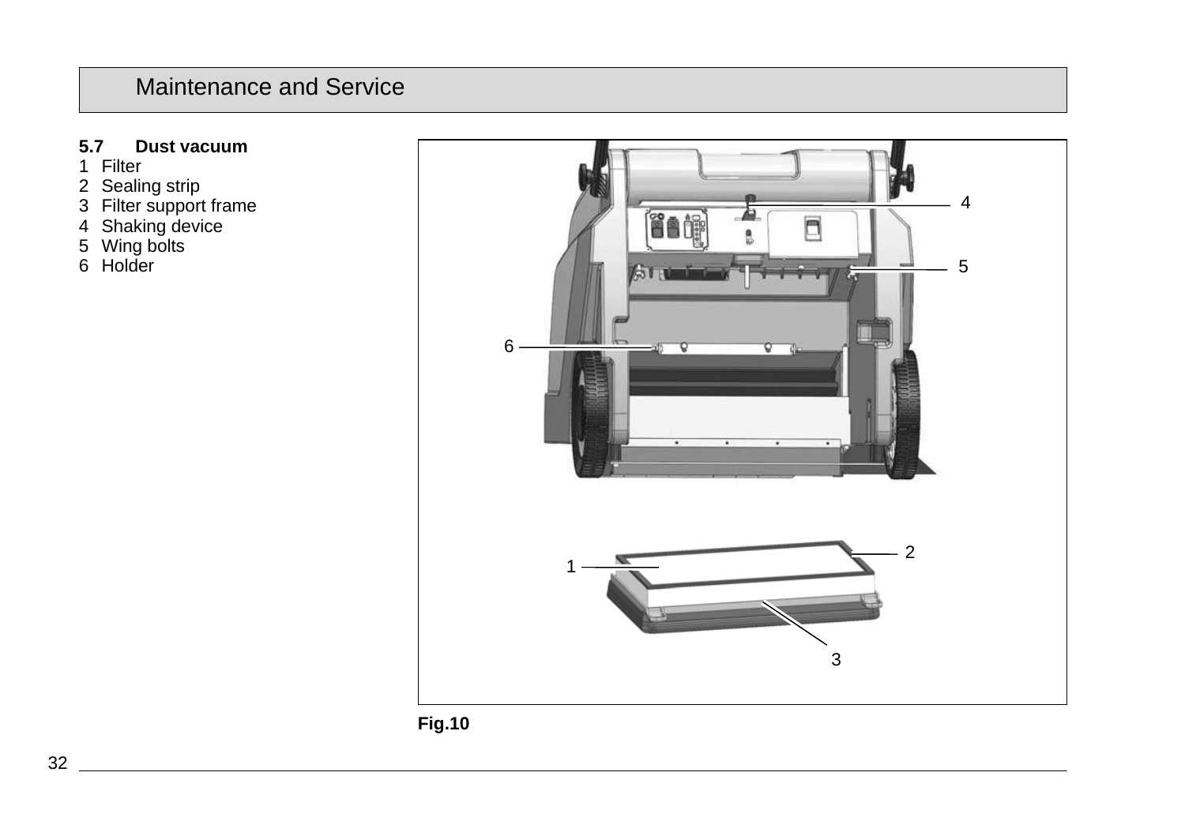### 5.7 Dust vacuum

1 Filter
2 Sealing strip
3 Filter support frame
4 Shaking device
5 Wing bolts
6 Holder

**Fig.10**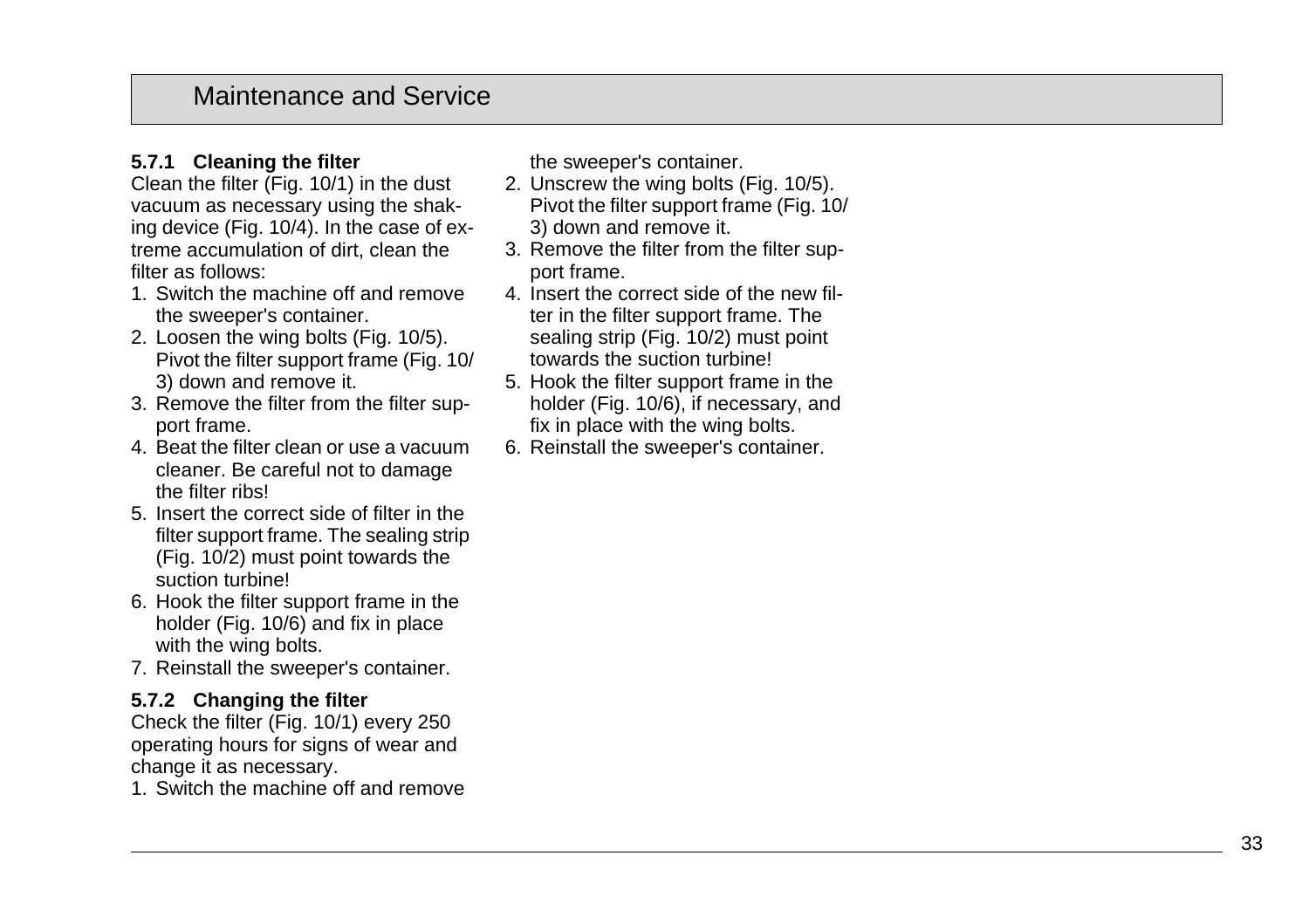# Maintenance and Service

### 5.7.1 Cleaning the filter

Clean the filter (Fig. 10/1) in the dust vacuum as necessary using the shaking device (Fig. 10/4). In the case of extreme accumulation of dirt, clean the filter as follows:

1. Switch the machine off and remove the sweeper's container.
2. Loosen the wing bolts (Fig. 10/5). Pivot the filter support frame (Fig. 10/3) down and remove it.
3. Remove the filter from the filter support frame.
4. Beat the filter clean or use a vacuum cleaner. Be careful not to damage the filter ribs!
5. Insert the correct side of filter in the filter support frame. The sealing strip (Fig. 10/2) must point towards the suction turbine!
6. Hook the filter support frame in the holder (Fig. 10/6) and fix in place with the wing bolts.
7. Reinstall the sweeper's container.

### 5.7.2 Changing the filter

Check the filter (Fig. 10/1) every 250 operating hours for signs of wear and change it as necessary.

1. Switch the machine off and remove the sweeper's container.
2. Unscrew the wing bolts (Fig. 10/5). Pivot the filter support frame (Fig. 10/3) down and remove it.
3. Remove the filter from the filter support frame.
4. Insert the correct side of the new filter in the filter support frame. The sealing strip (Fig. 10/2) must point towards the suction turbine!
5. Hook the filter support frame in the holder (Fig. 10/6), if necessary, and fix in place with the wing bolts.
6. Reinstall the sweeper's container.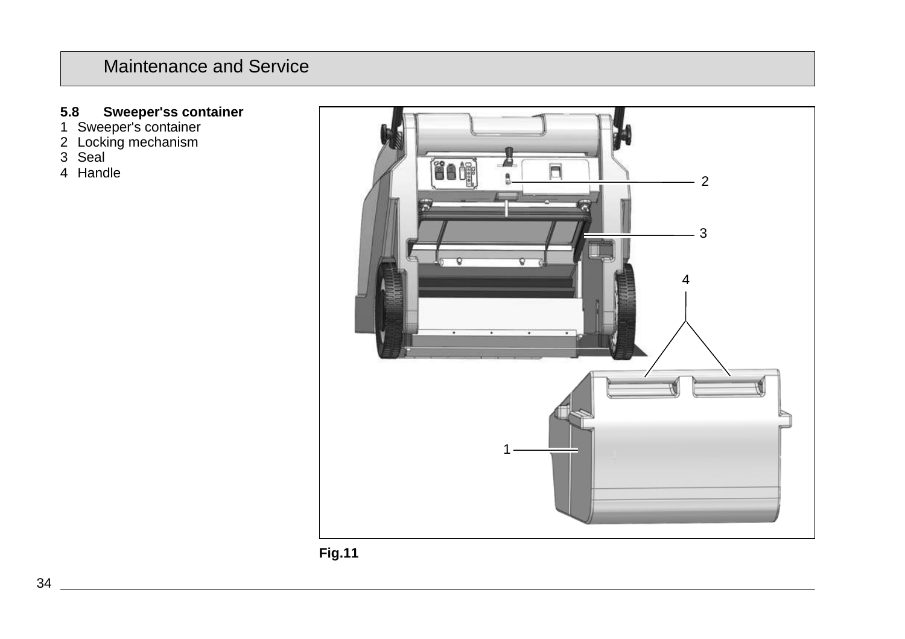## 5.8 Sweeper'ss container

1 Sweeper's container
2 Locking mechanism
3 Seal
4 Handle

**Fig.11**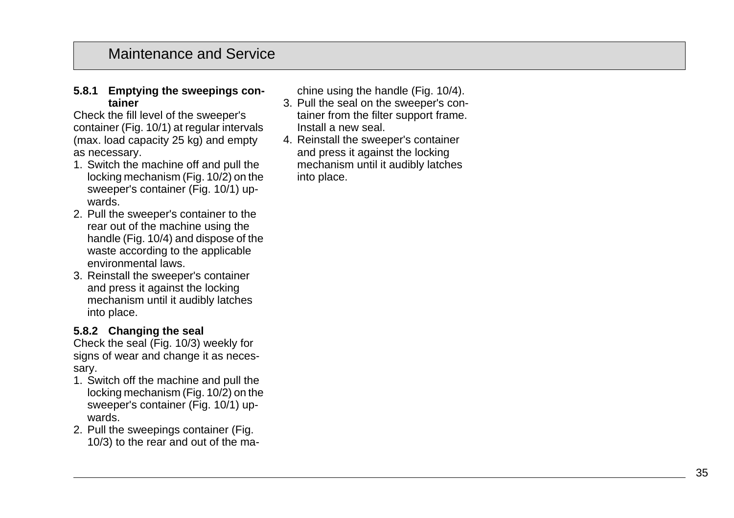#### 5.8.1 Emptying the sweepings container

Check the fill level of the sweeper's container (Fig. 10/1) at regular intervals (max. load capacity 25 kg) and empty as necessary.

1. Switch the machine off and pull the locking mechanism (Fig. 10/2) on the sweeper's container (Fig. 10/1) upwards.
2. Pull the sweeper's container to the rear out of the machine using the handle (Fig. 10/4) and dispose of the waste according to the applicable environmental laws.
3. Reinstall the sweeper's container and press it against the locking mechanism until it audibly latches into place.

#### 5.8.2 Changing the seal

Check the seal (Fig. 10/3) weekly for signs of wear and change it as necessary.

1. Switch off the machine and pull the locking mechanism (Fig. 10/2) on the sweeper's container (Fig. 10/1) upwards.
2. Pull the sweepings container (Fig. 10/3) to the rear and out of the machine using the handle (Fig. 10/4).
3. Pull the seal on the sweeper's container from the filter support frame. Install a new seal.
4. Reinstall the sweeper's container and press it against the locking mechanism until it audibly latches into place.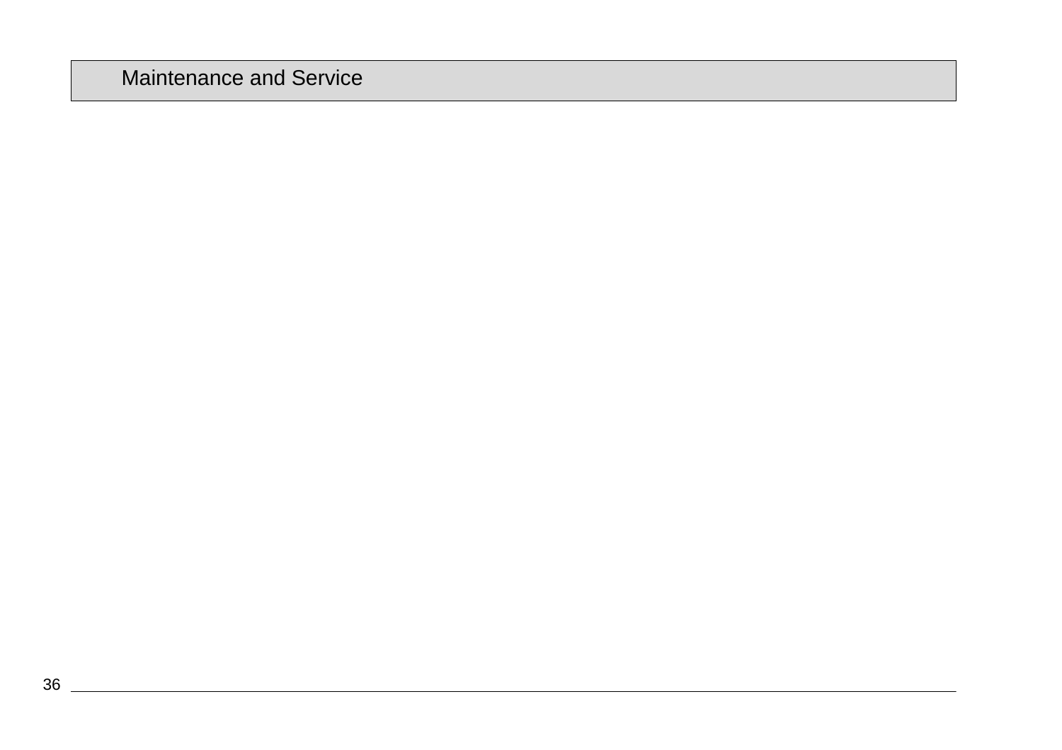# Maintenance and Service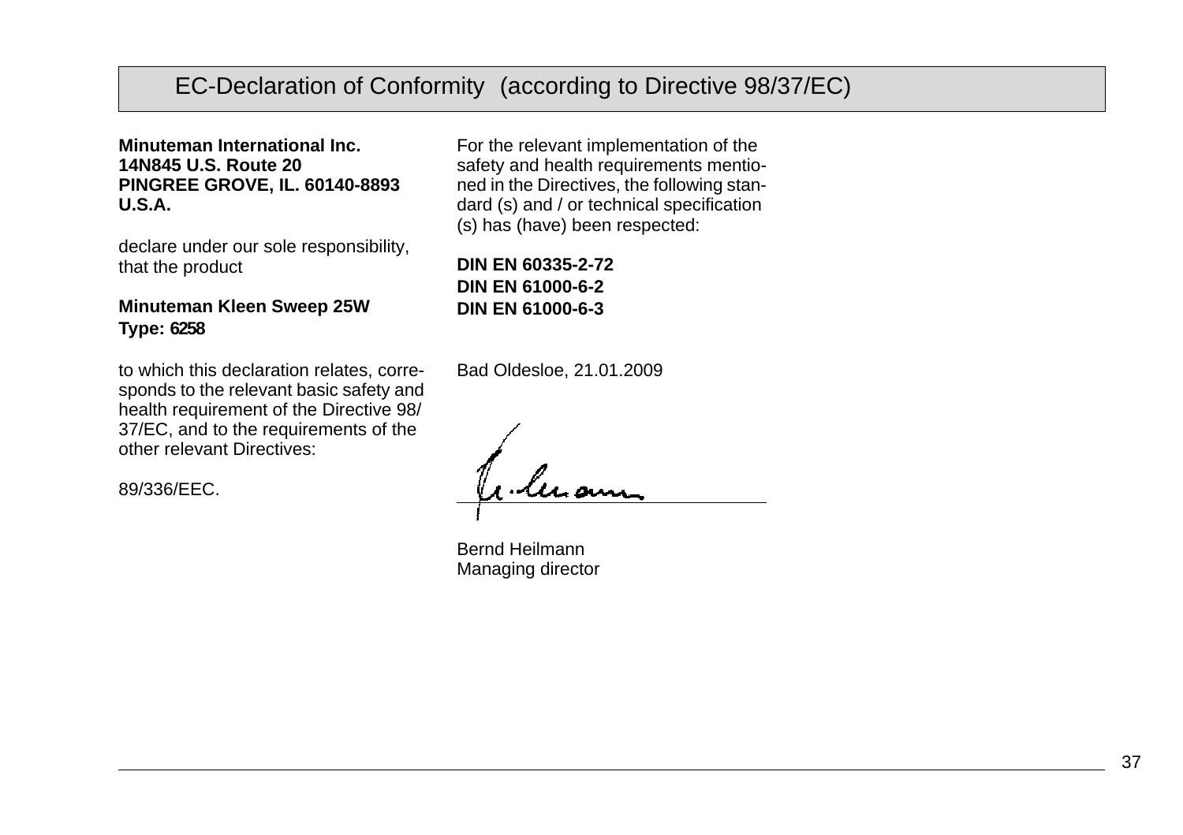# EC-Declaration of Conformity (according to Directive 98/37/EC)

**Minuteman International Inc.**
**14N845 U.S. Route 20**
**PINGREE GROVE, IL. 60140-8893**
**U.S.A.**

declare under our sole responsibility, that the product

**Minuteman Kleen Sweep 25W**
**Type: 6258**

to which this declaration relates, corresponds to the relevant basic safety and health requirement of the Directive 98/37/EC, and to the requirements of the other relevant Directives:

89/336/EEC.

For the relevant implementation of the safety and health requirements mentioned in the Directives, the following standard (s) and / or technical specification (s) has (have) been respected:

**DIN EN 60335-2-72**
**DIN EN 61000-6-2**
**DIN EN 61000-6-3**

Bad Oldesloe, 21.01.2009

Bernd Heilmann
Managing director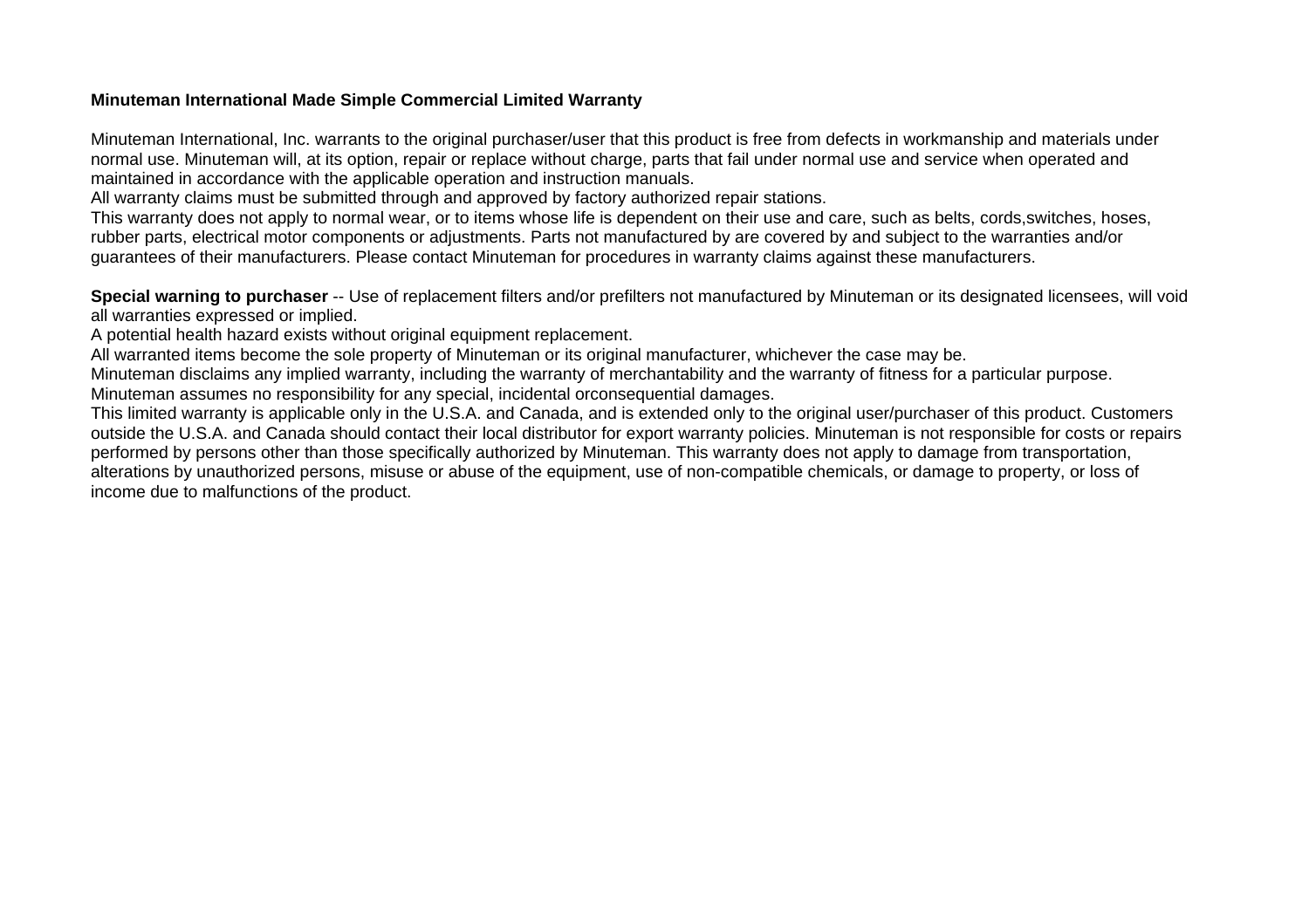**Minuteman International Made Simple Commercial Limited Warranty**

Minuteman International, Inc. warrants to the original purchaser/user that this product is free from defects in workmanship and materials under normal use. Minuteman will, at its option, repair or replace without charge, parts that fail under normal use and service when operated and maintained in accordance with the applicable operation and instruction manuals.
All warranty claims must be submitted through and approved by factory authorized repair stations.
This warranty does not apply to normal wear, or to items whose life is dependent on their use and care, such as belts, cords,switches, hoses, rubber parts, electrical motor components or adjustments. Parts not manufactured by are covered by and subject to the warranties and/or guarantees of their manufacturers. Please contact Minuteman for procedures in warranty claims against these manufacturers.

**Special warning to purchaser** -- Use of replacement filters and/or prefilters not manufactured by Minuteman or its designated licensees, will void all warranties expressed or implied.
A potential health hazard exists without original equipment replacement.
All warranted items become the sole property of Minuteman or its original manufacturer, whichever the case may be.
Minuteman disclaims any implied warranty, including the warranty of merchantability and the warranty of fitness for a particular purpose.
Minuteman assumes no responsibility for any special, incidental orconsequential damages.
This limited warranty is applicable only in the U.S.A. and Canada, and is extended only to the original user/purchaser of this product. Customers outside the U.S.A. and Canada should contact their local distributor for export warranty policies. Minuteman is not responsible for costs or repairs performed by persons other than those specifically authorized by Minuteman. This warranty does not apply to damage from transportation, alterations by unauthorized persons, misuse or abuse of the equipment, use of non-compatible chemicals, or damage to property, or loss of income due to malfunctions of the product.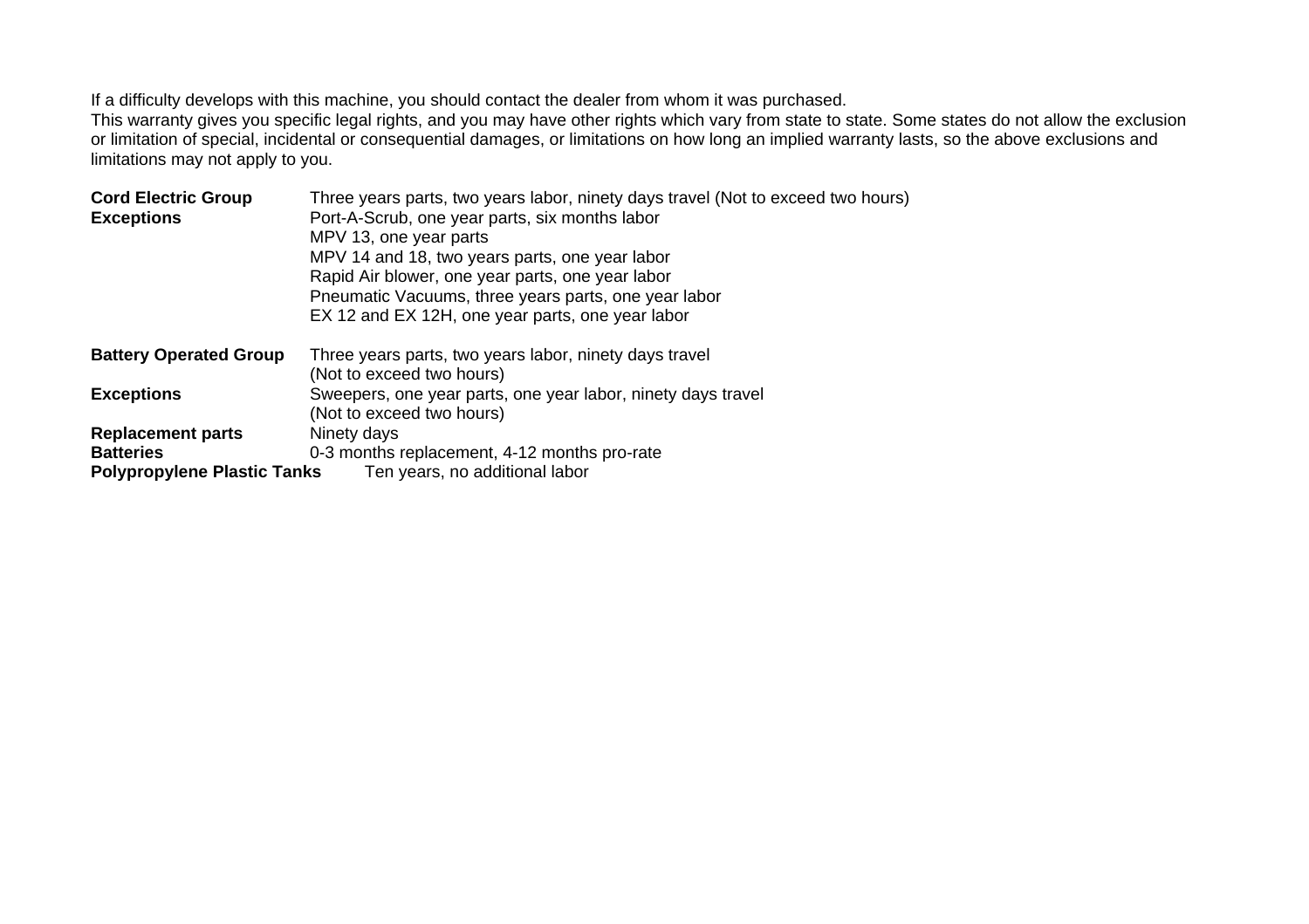If a difficulty develops with this machine, you should contact the dealer from whom it was purchased.

This warranty gives you specific legal rights, and you may have other rights which vary from state to state. Some states do not allow the exclusion or limitation of special, incidental or consequential damages, or limitations on how long an implied warranty lasts, so the above exclusions and limitations may not apply to you.

| | |
|---|---|
| **Cord Electric Group** | Three years parts, two years labor, ninety days travel (Not to exceed two hours) |
| **Exceptions** | Port-A-Scrub, one year parts, six months labor |
| | MPV 13, one year parts |
| | MPV 14 and 18, two years parts, one year labor |
| | Rapid Air blower, one year parts, one year labor |
| | Pneumatic Vacuums, three years parts, one year labor |
| | EX 12 and EX 12H, one year parts, one year labor |
| **Battery Operated Group** | Three years parts, two years labor, ninety days travel (Not to exceed two hours) |
| **Exceptions** | Sweepers, one year parts, one year labor, ninety days travel (Not to exceed two hours) |
| **Replacement parts** | Ninety days |
| **Batteries** | 0-3 months replacement, 4-12 months pro-rate |
| **Polypropylene Plastic Tanks** | Ten years, no additional labor |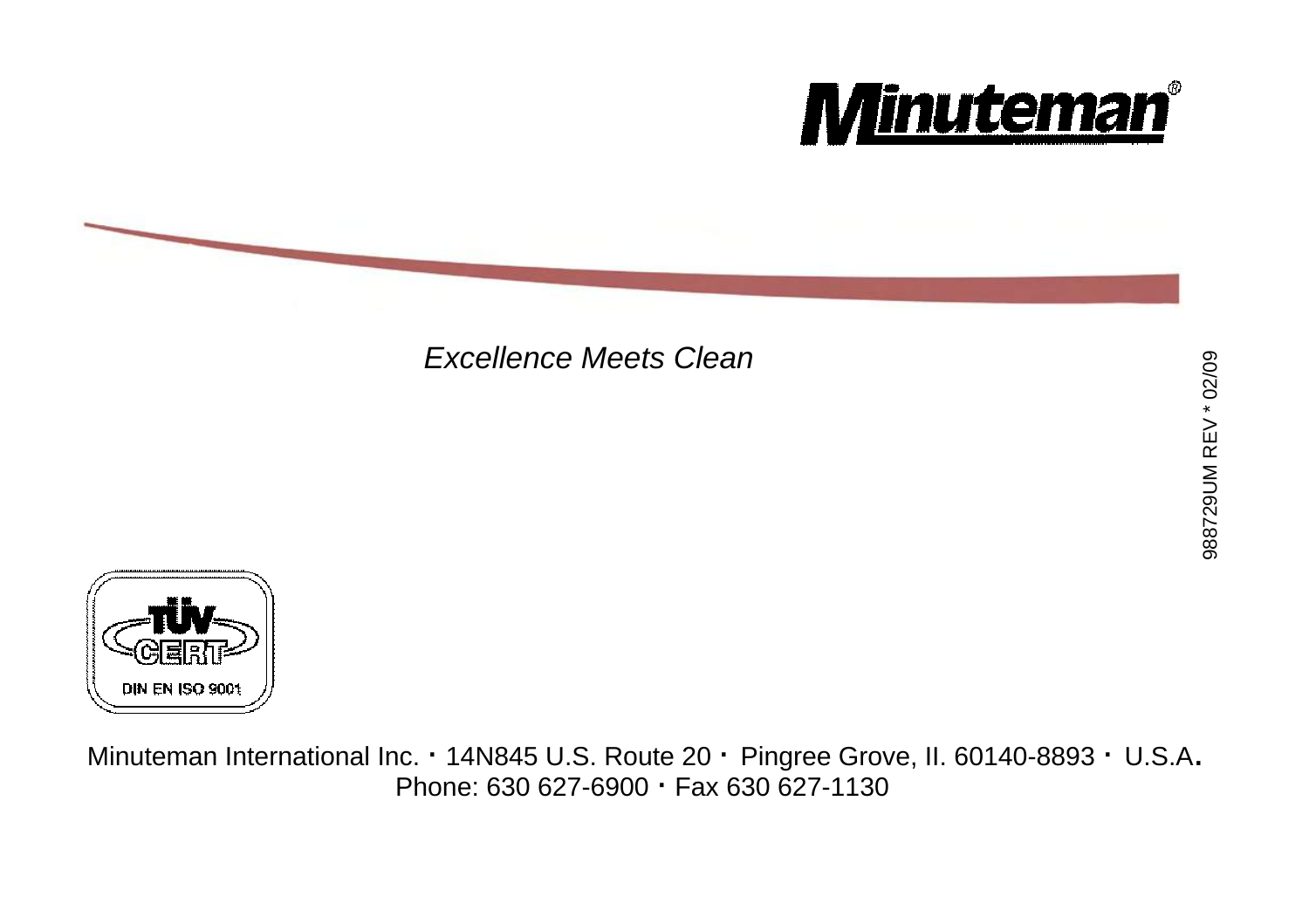Minuteman®

*Excellence Meets Clean*

988729UM REV * 02/09

TÜV CERT
DIN EN ISO 9001

Minuteman International Inc. · 14N845 U.S. Route 20 · Pingree Grove, Il. 60140-8893 · U.S.A.
Phone: 630 627-6900 · Fax 630 627-1130